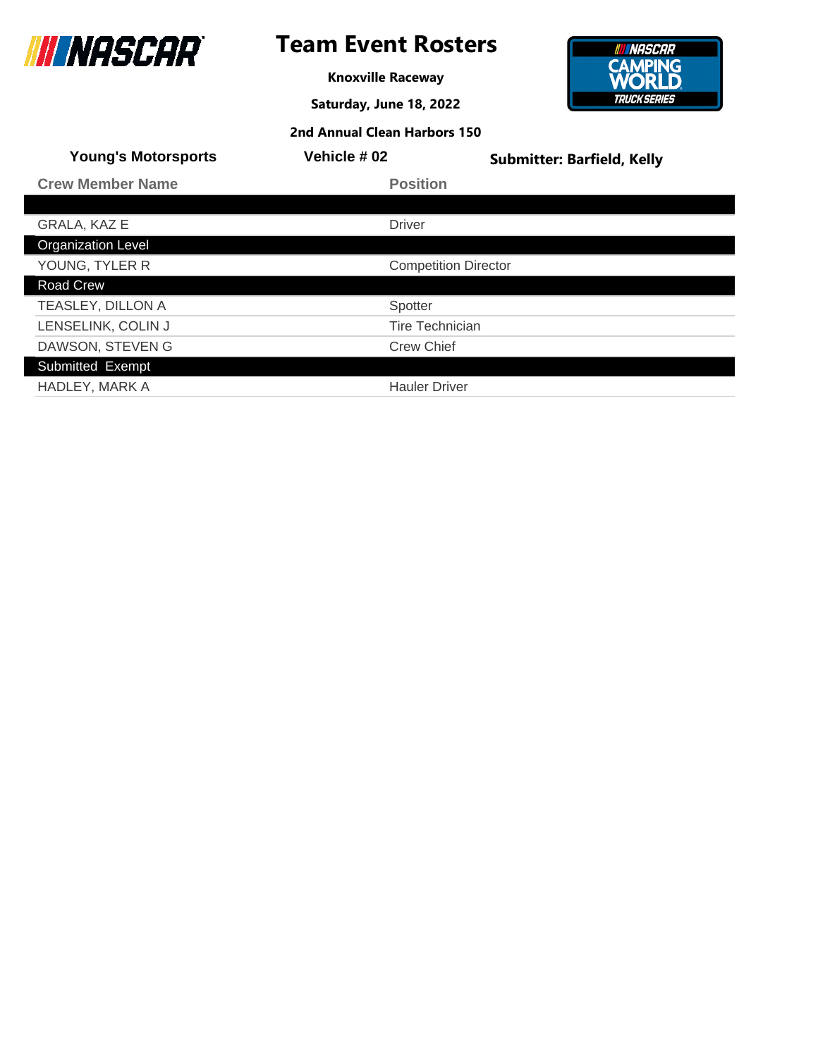# Team Event Rosters

**Knoxville Raceway**

**Saturday, June 18, 2022**

**2nd Annual Clean Harbors 150**

**Young's Motorsports** | **Vehicle # 02** | **Submitter: Barfield, Kelly**

| Crew Member Name | Position |
|---|---|
| | |
| GRALA, KAZ E | Driver |
| **Organization Level** | |
| YOUNG, TYLER R | Competition Director |
| **Road Crew** | |
| TEASLEY, DILLON A | Spotter |
| LENSELINK, COLIN J | Tire Technician |
| DAWSON, STEVEN G | Crew Chief |
| **Submitted Exempt** | |
| HADLEY, MARK A | Hauler Driver |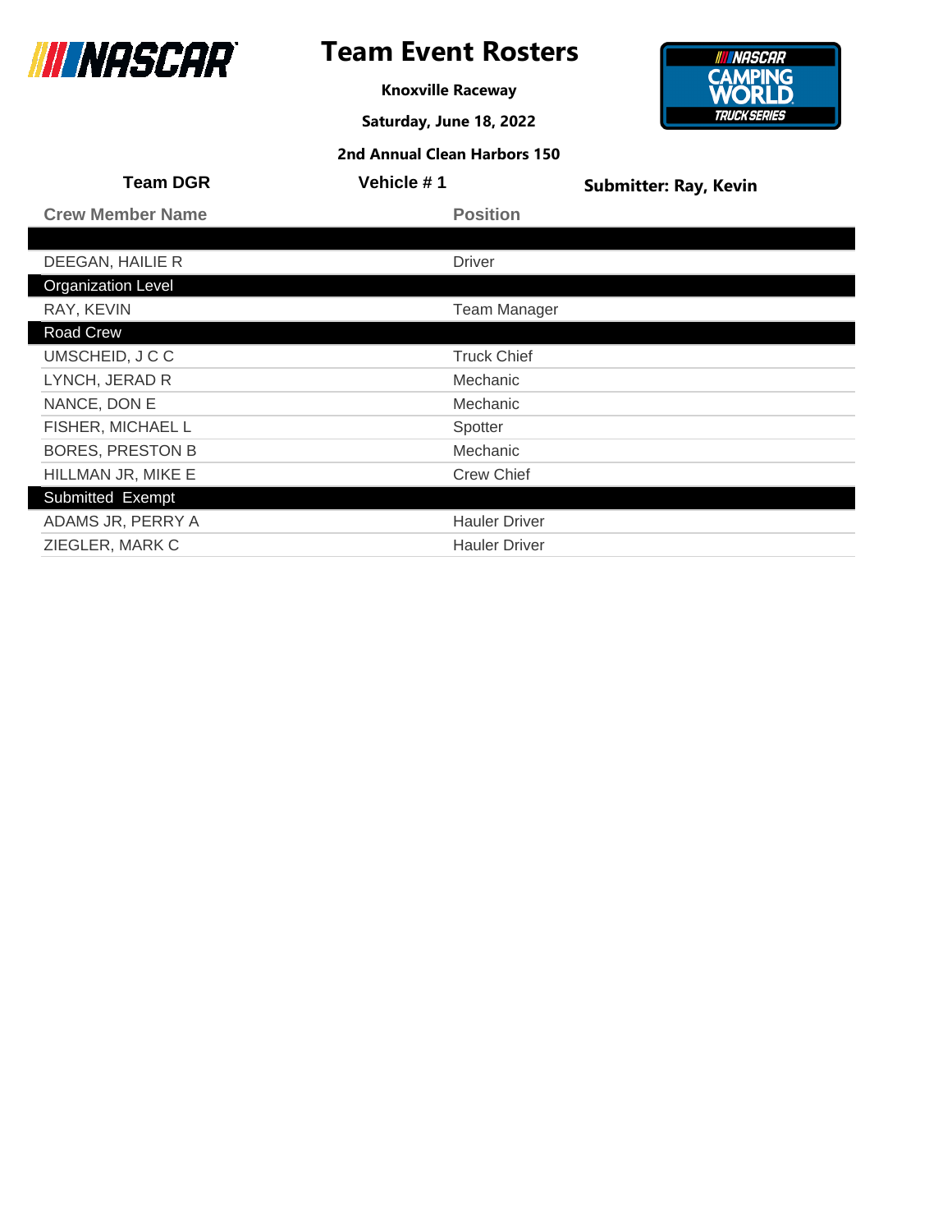# Team Event Rosters

**Knoxville Raceway**

**Saturday, June 18, 2022**

**2nd Annual Clean Harbors 150**

**Team DGR** | **Vehicle # 1** | **Submitter: Ray, Kevin**

| Crew Member Name | Position |
|---|---|
| | |
| DEEGAN, HAILIE R | Driver |
| **Organization Level** | |
| RAY, KEVIN | Team Manager |
| **Road Crew** | |
| UMSCHEID, J C C | Truck Chief |
| LYNCH, JERAD R | Mechanic |
| NANCE, DON E | Mechanic |
| FISHER, MICHAEL L | Spotter |
| BORES, PRESTON B | Mechanic |
| HILLMAN JR, MIKE E | Crew Chief |
| **Submitted Exempt** | |
| ADAMS JR, PERRY A | Hauler Driver |
| ZIEGLER, MARK C | Hauler Driver |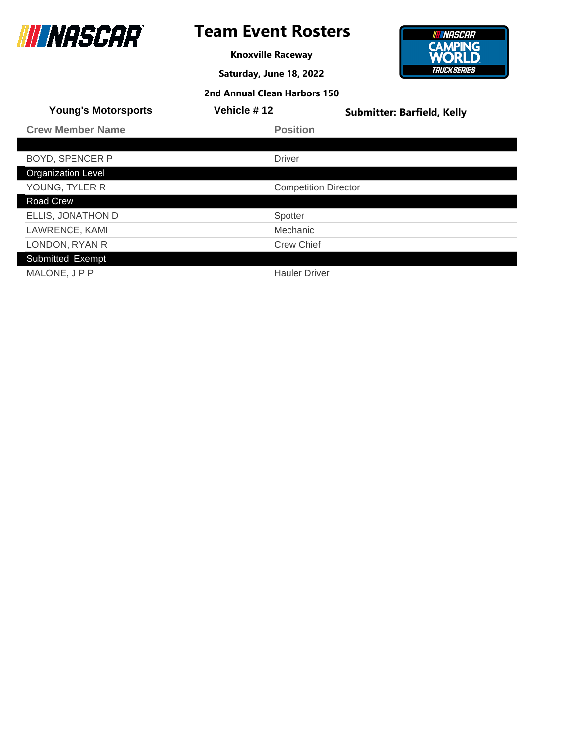# Team Event Rosters

**Knoxville Raceway**

**Saturday, June 18, 2022**

**2nd Annual Clean Harbors 150**

**Young's Motorsports** | **Vehicle # 12** | **Submitter: Barfield, Kelly**

| Crew Member Name | Position |
|---|---|
| | |
| BOYD, SPENCER P | Driver |
| **Organization Level** | |
| YOUNG, TYLER R | Competition Director |
| **Road Crew** | |
| ELLIS, JONATHON D | Spotter |
| LAWRENCE, KAMI | Mechanic |
| LONDON, RYAN R | Crew Chief |
| **Submitted Exempt** | |
| MALONE, J P P | Hauler Driver |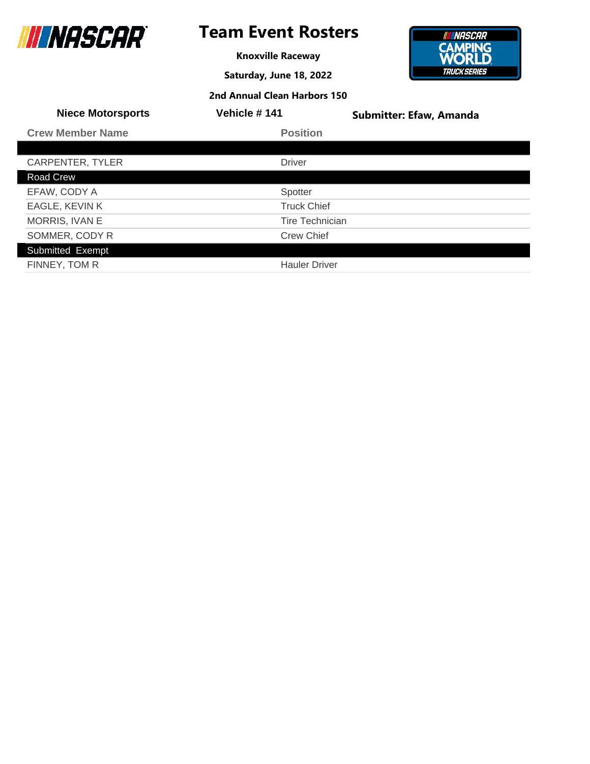# Team Event Rosters

**Knoxville Raceway**

**Saturday, June 18, 2022**

**2nd Annual Clean Harbors 150**

**Niece Motorsports** | **Vehicle # 141** | **Submitter: Efaw, Amanda**

| Crew Member Name | Position |
|---|---|
| | |
| CARPENTER, TYLER | Driver |
| **Road Crew** | |
| EFAW, CODY A | Spotter |
| EAGLE, KEVIN K | Truck Chief |
| MORRIS, IVAN E | Tire Technician |
| SOMMER, CODY R | Crew Chief |
| **Submitted Exempt** | |
| FINNEY, TOM R | Hauler Driver |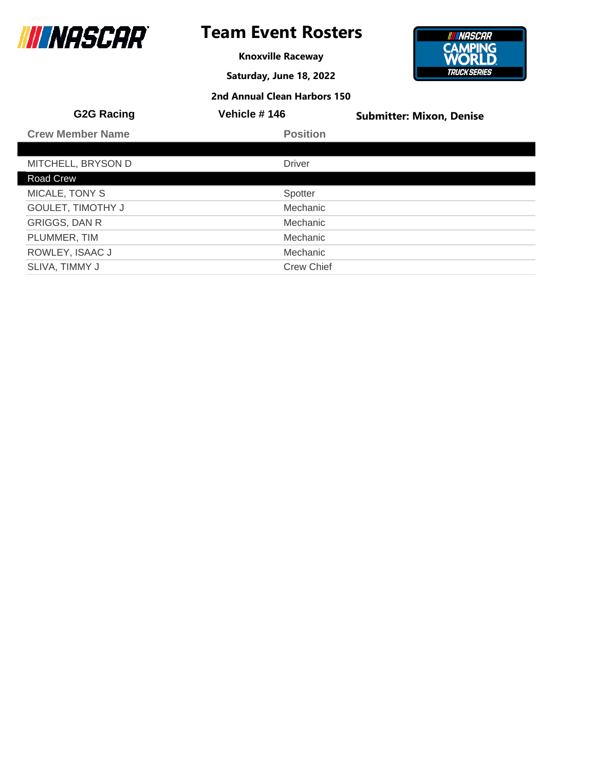# Team Event Rosters

**Knoxville Raceway**

**Saturday, June 18, 2022**

**2nd Annual Clean Harbors 150**

**G2G Racing** | **Vehicle # 146** | **Submitter: Mixon, Denise**

| Crew Member Name | Position |
|---|---|
| | |
| MITCHELL, BRYSON D | Driver |
| Road Crew | |
| MICALE, TONY S | Spotter |
| GOULET, TIMOTHY J | Mechanic |
| GRIGGS, DAN R | Mechanic |
| PLUMMER, TIM | Mechanic |
| ROWLEY, ISAAC J | Mechanic |
| SLIVA, TIMMY J | Crew Chief |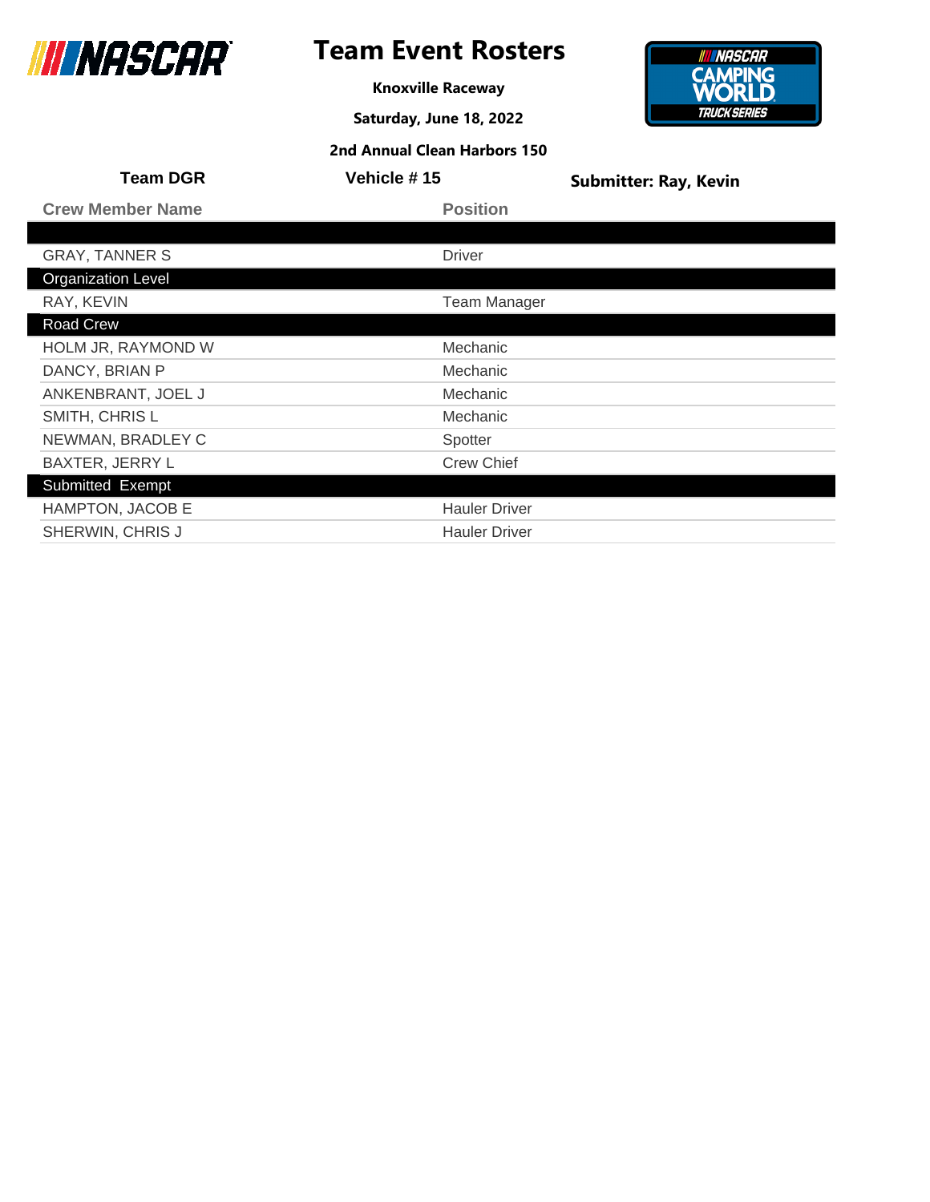# Team Event Rosters

**Knoxville Raceway**

**Saturday, June 18, 2022**

**2nd Annual Clean Harbors 150**

**Team DGR** | **Vehicle # 15** | **Submitter: Ray, Kevin**

| Crew Member Name | Position |
|---|---|
| | |
| GRAY, TANNER S | Driver |
| **Organization Level** | |
| RAY, KEVIN | Team Manager |
| **Road Crew** | |
| HOLM JR, RAYMOND W | Mechanic |
| DANCY, BRIAN P | Mechanic |
| ANKENBRANT, JOEL J | Mechanic |
| SMITH, CHRIS L | Mechanic |
| NEWMAN, BRADLEY C | Spotter |
| BAXTER, JERRY L | Crew Chief |
| **Submitted Exempt** | |
| HAMPTON, JACOB E | Hauler Driver |
| SHERWIN, CHRIS J | Hauler Driver |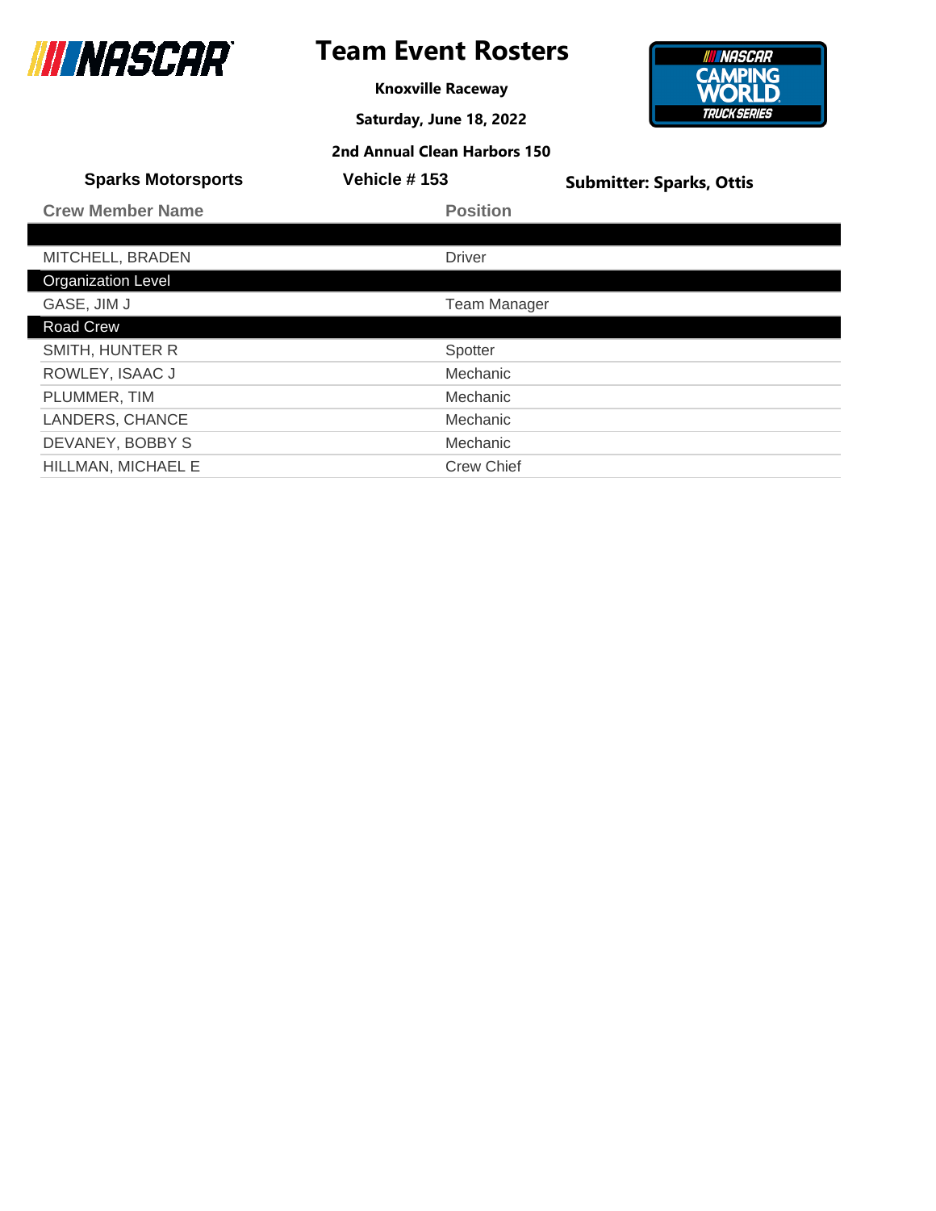# Team Event Rosters

**Knoxville Raceway**

**Saturday, June 18, 2022**

**2nd Annual Clean Harbors 150**

**Sparks Motorsports** | **Vehicle # 153** | **Submitter: Sparks, Ottis**

| Crew Member Name | Position |
|---|---|
| | |
| MITCHELL, BRADEN | Driver |
| **Organization Level** | |
| GASE, JIM J | Team Manager |
| **Road Crew** | |
| SMITH, HUNTER R | Spotter |
| ROWLEY, ISAAC J | Mechanic |
| PLUMMER, TIM | Mechanic |
| LANDERS, CHANCE | Mechanic |
| DEVANEY, BOBBY S | Mechanic |
| HILLMAN, MICHAEL E | Crew Chief |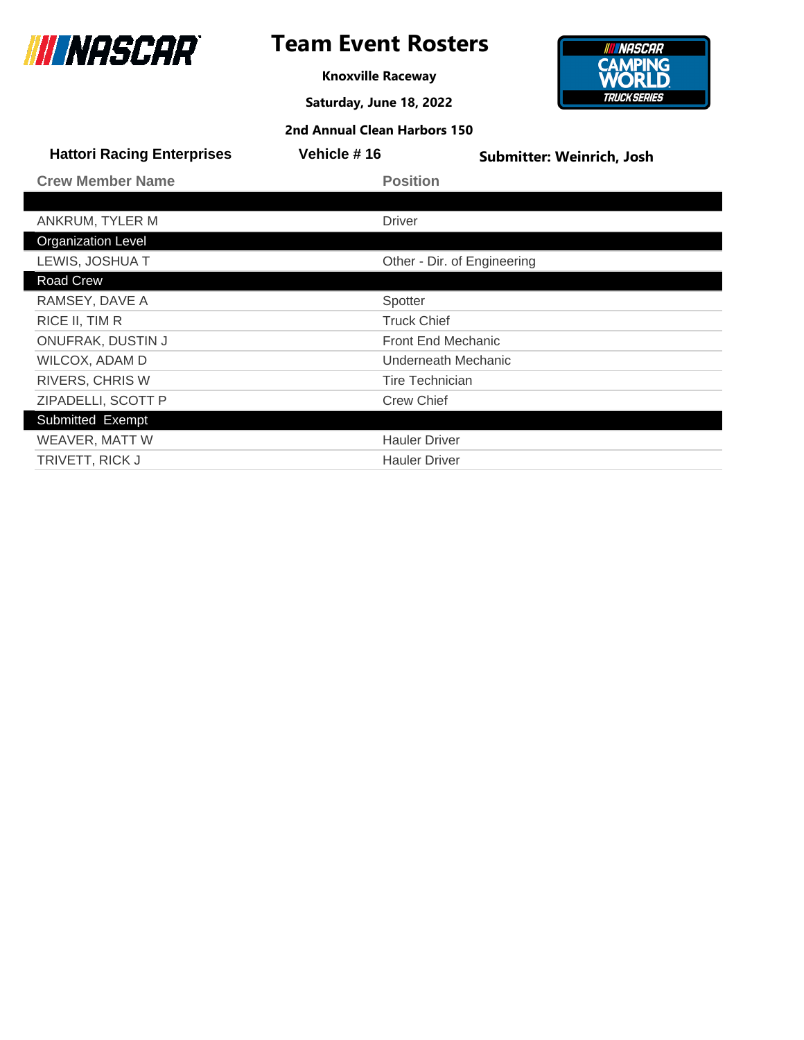# Team Event Rosters

**Knoxville Raceway**

**Saturday, June 18, 2022**

**2nd Annual Clean Harbors 150**

**Hattori Racing Enterprises** | **Vehicle # 16** | **Submitter: Weinrich, Josh**

| Crew Member Name | Position |
|---|---|
| | |
| ANKRUM, TYLER M | Driver |
| **Organization Level** | |
| LEWIS, JOSHUA T | Other - Dir. of Engineering |
| **Road Crew** | |
| RAMSEY, DAVE A | Spotter |
| RICE II, TIM R | Truck Chief |
| ONUFRAK, DUSTIN J | Front End Mechanic |
| WILCOX, ADAM D | Underneath Mechanic |
| RIVERS, CHRIS W | Tire Technician |
| ZIPADELLI, SCOTT P | Crew Chief |
| **Submitted Exempt** | |
| WEAVER, MATT W | Hauler Driver |
| TRIVETT, RICK J | Hauler Driver |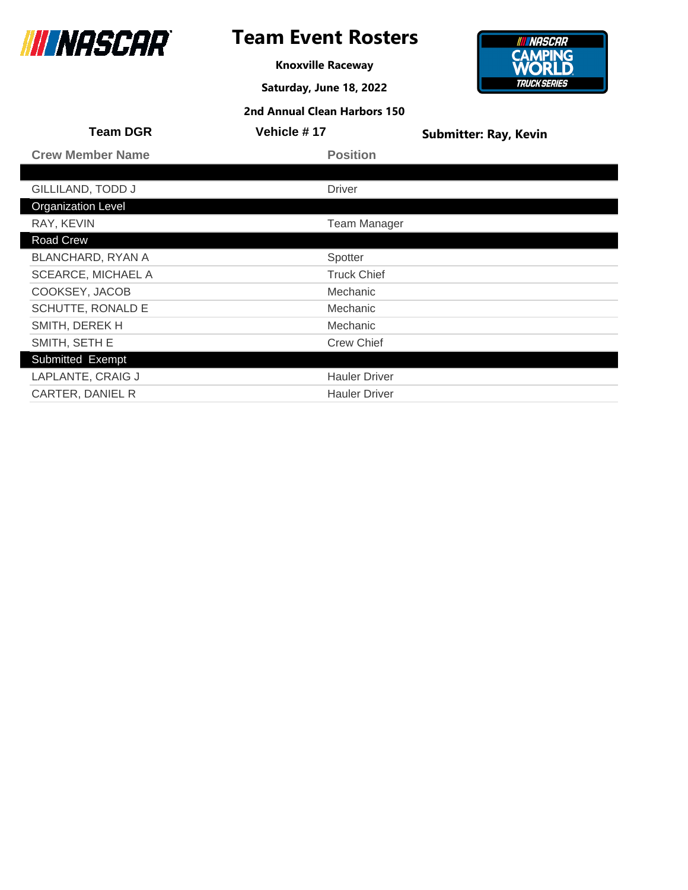# Team Event Rosters

**Knoxville Raceway**

**Saturday, June 18, 2022**

**2nd Annual Clean Harbors 150**

**Team DGR** | **Vehicle # 17** | **Submitter: Ray, Kevin**

| Crew Member Name | Position |
|---|---|
| | |
| GILLILAND, TODD J | Driver |
| **Organization Level** | |
| RAY, KEVIN | Team Manager |
| **Road Crew** | |
| BLANCHARD, RYAN A | Spotter |
| SCEARCE, MICHAEL A | Truck Chief |
| COOKSEY, JACOB | Mechanic |
| SCHUTTE, RONALD E | Mechanic |
| SMITH, DEREK H | Mechanic |
| SMITH, SETH E | Crew Chief |
| **Submitted Exempt** | |
| LAPLANTE, CRAIG J | Hauler Driver |
| CARTER, DANIEL R | Hauler Driver |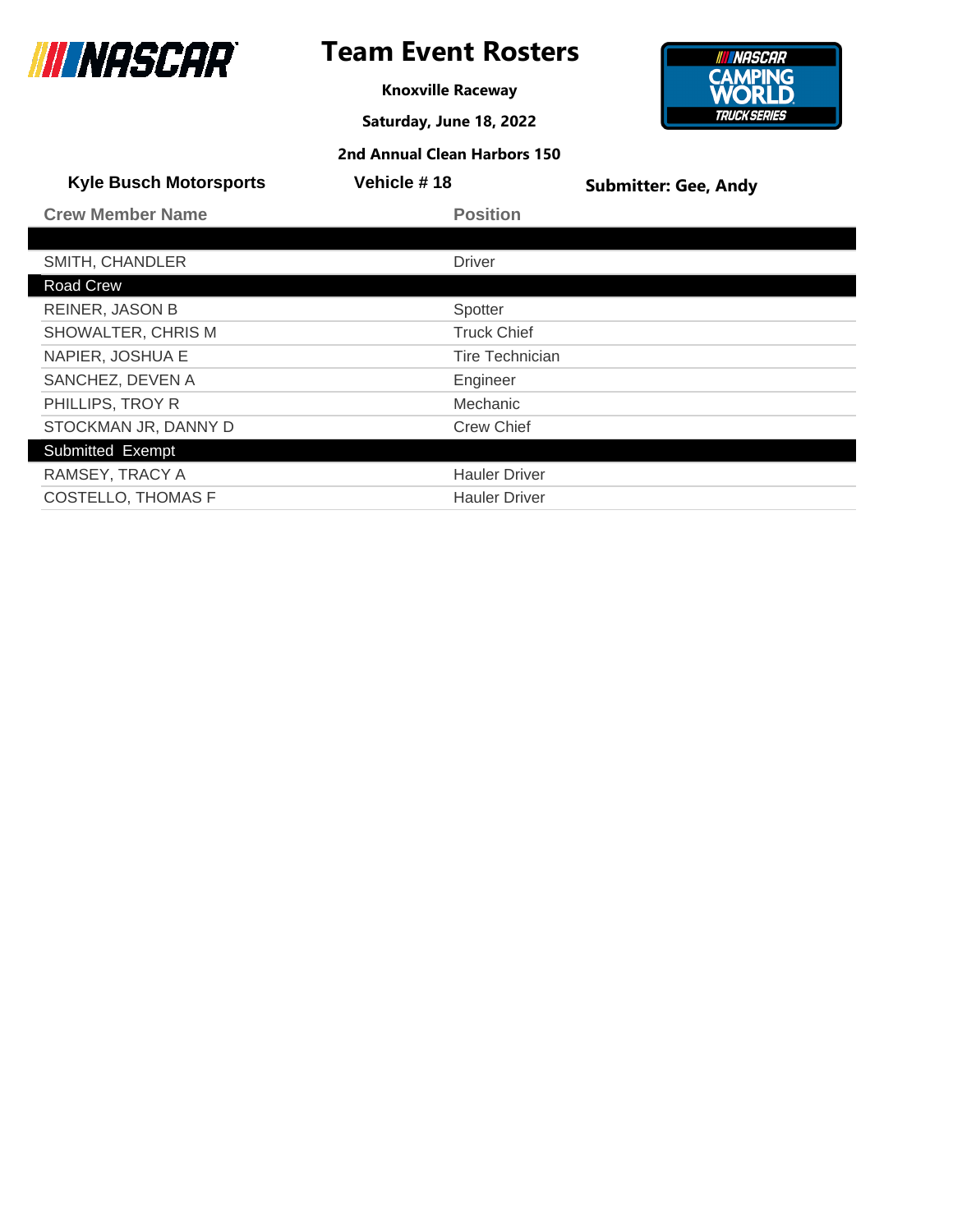# Team Event Rosters

**Knoxville Raceway**

**Saturday, June 18, 2022**

**2nd Annual Clean Harbors 150**

**Kyle Busch Motorsports** | **Vehicle # 18** | **Submitter: Gee, Andy**

| Crew Member Name | Position |
|---|---|
| | |
| SMITH, CHANDLER | Driver |
| **Road Crew** | |
| REINER, JASON B | Spotter |
| SHOWALTER, CHRIS M | Truck Chief |
| NAPIER, JOSHUA E | Tire Technician |
| SANCHEZ, DEVEN A | Engineer |
| PHILLIPS, TROY R | Mechanic |
| STOCKMAN JR, DANNY D | Crew Chief |
| **Submitted Exempt** | |
| RAMSEY, TRACY A | Hauler Driver |
| COSTELLO, THOMAS F | Hauler Driver |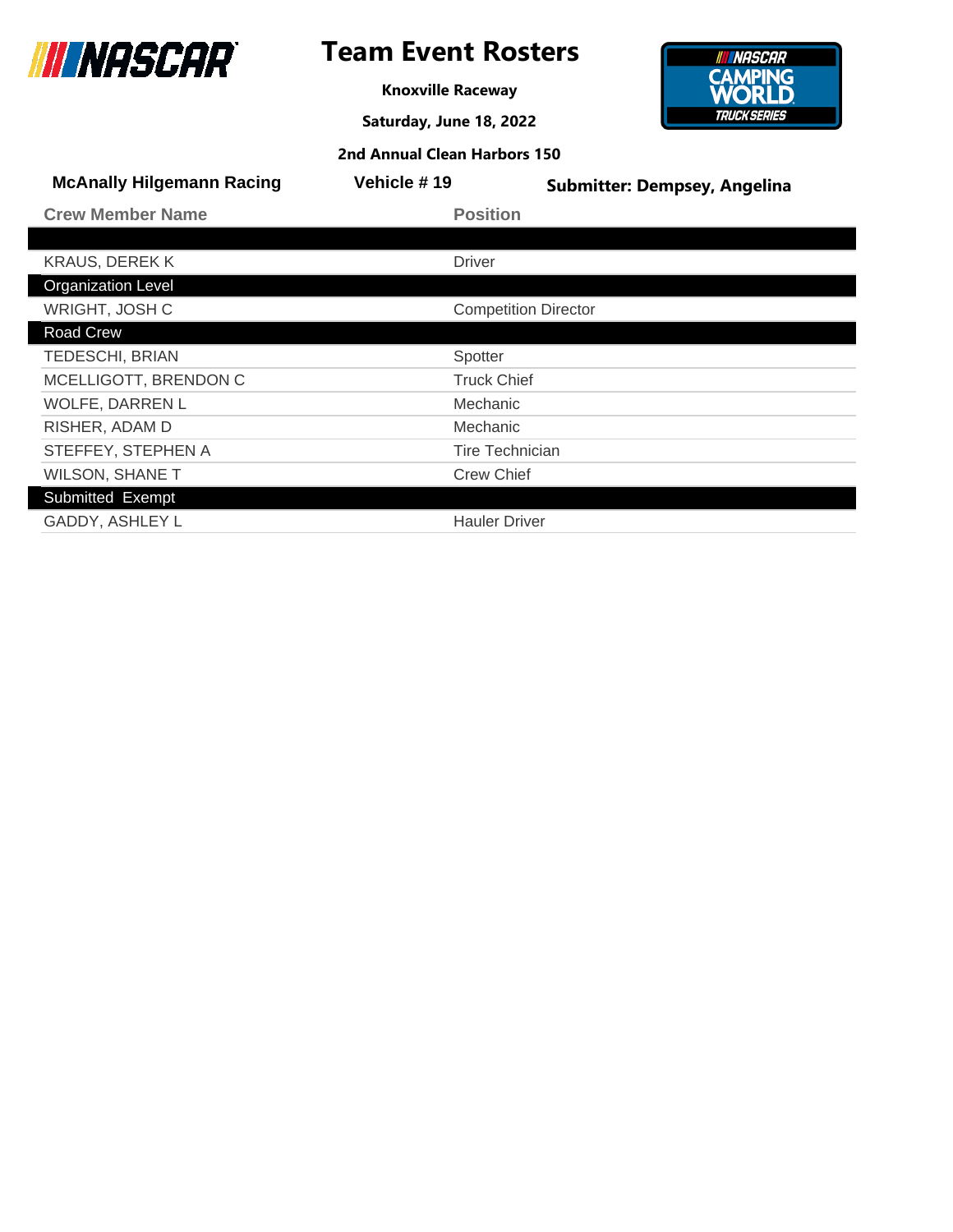# Team Event Rosters

**Knoxville Raceway**

**Saturday, June 18, 2022**

**2nd Annual Clean Harbors 150**

**McAnally Hilgemann Racing** | **Vehicle # 19** | **Submitter: Dempsey, Angelina**

| Crew Member Name | Position |
| --- | --- |
| | |
| KRAUS, DEREK K | Driver |
| **Organization Level** | |
| WRIGHT, JOSH C | Competition Director |
| **Road Crew** | |
| TEDESCHI, BRIAN | Spotter |
| MCELLIGOTT, BRENDON C | Truck Chief |
| WOLFE, DARREN L | Mechanic |
| RISHER, ADAM D | Mechanic |
| STEFFEY, STEPHEN A | Tire Technician |
| WILSON, SHANE T | Crew Chief |
| **Submitted Exempt** | |
| GADDY, ASHLEY L | Hauler Driver |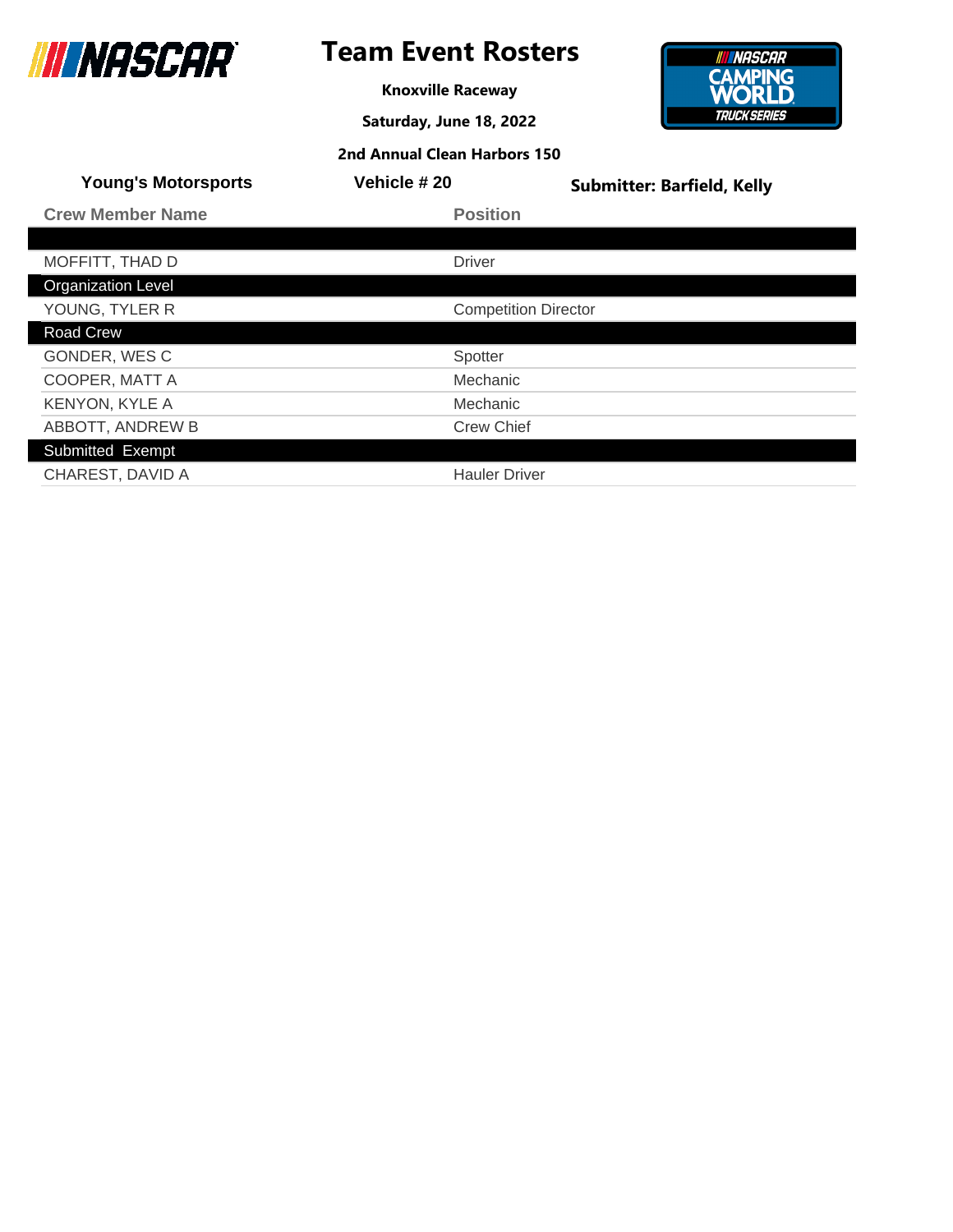# Team Event Rosters

**Knoxville Raceway**

**Saturday, June 18, 2022**

**2nd Annual Clean Harbors 150**

**Young's Motorsports** | **Vehicle # 20** | **Submitter: Barfield, Kelly**

| Crew Member Name | Position |
|---|---|
| | |
| MOFFITT, THAD D | Driver |
| **Organization Level** | |
| YOUNG, TYLER R | Competition Director |
| **Road Crew** | |
| GONDER, WES C | Spotter |
| COOPER, MATT A | Mechanic |
| KENYON, KYLE A | Mechanic |
| ABBOTT, ANDREW B | Crew Chief |
| **Submitted Exempt** | |
| CHAREST, DAVID A | Hauler Driver |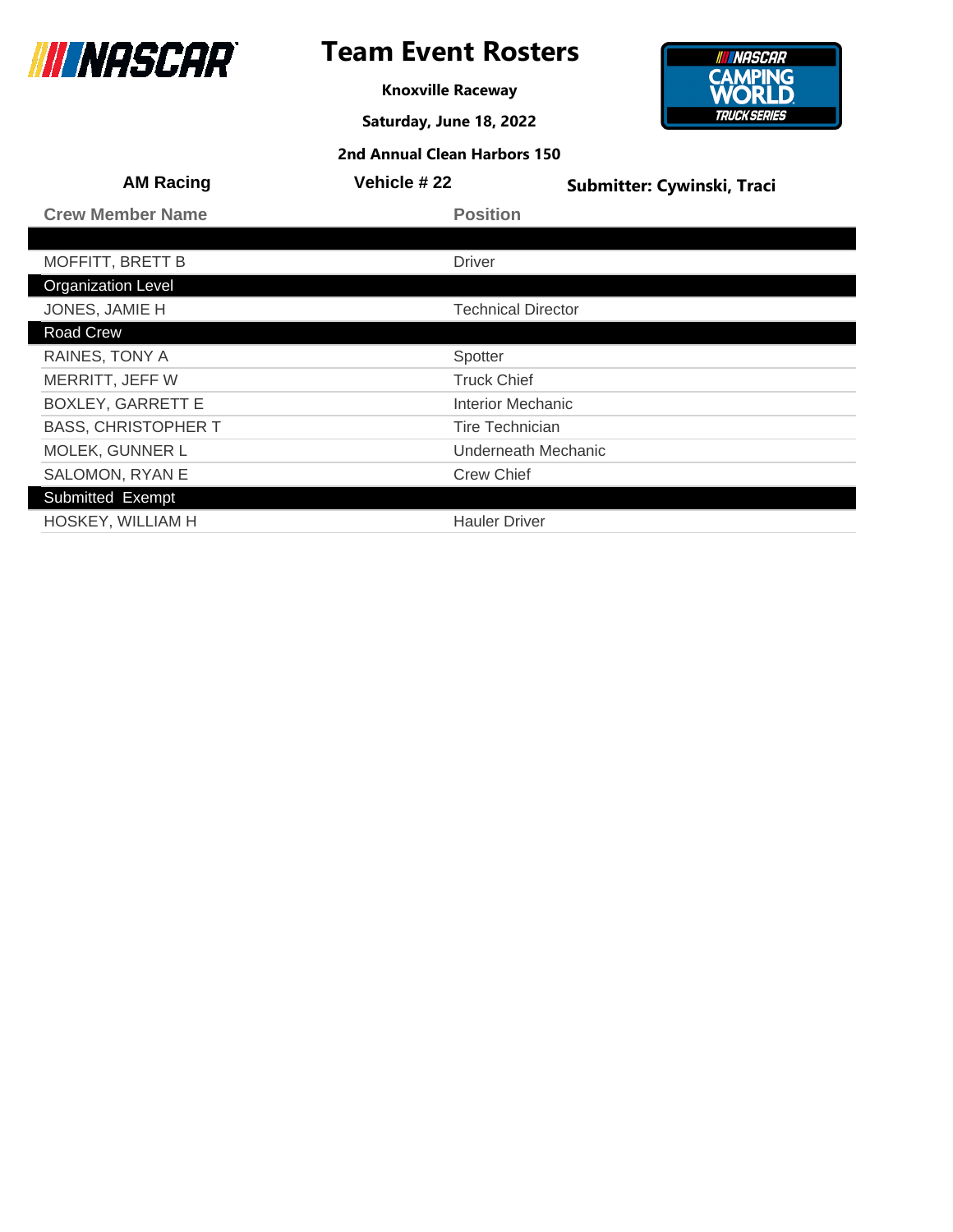# Team Event Rosters

**Knoxville Raceway**

**Saturday, June 18, 2022**

**2nd Annual Clean Harbors 150**

**AM Racing** | **Vehicle # 22** | **Submitter: Cywinski, Traci**

| Crew Member Name | Position |
| --- | --- |
| | |
| MOFFITT, BRETT B | Driver |
| **Organization Level** | |
| JONES, JAMIE H | Technical Director |
| **Road Crew** | |
| RAINES, TONY A | Spotter |
| MERRITT, JEFF W | Truck Chief |
| BOXLEY, GARRETT E | Interior Mechanic |
| BASS, CHRISTOPHER T | Tire Technician |
| MOLEK, GUNNER L | Underneath Mechanic |
| SALOMON, RYAN E | Crew Chief |
| **Submitted Exempt** | |
| HOSKEY, WILLIAM H | Hauler Driver |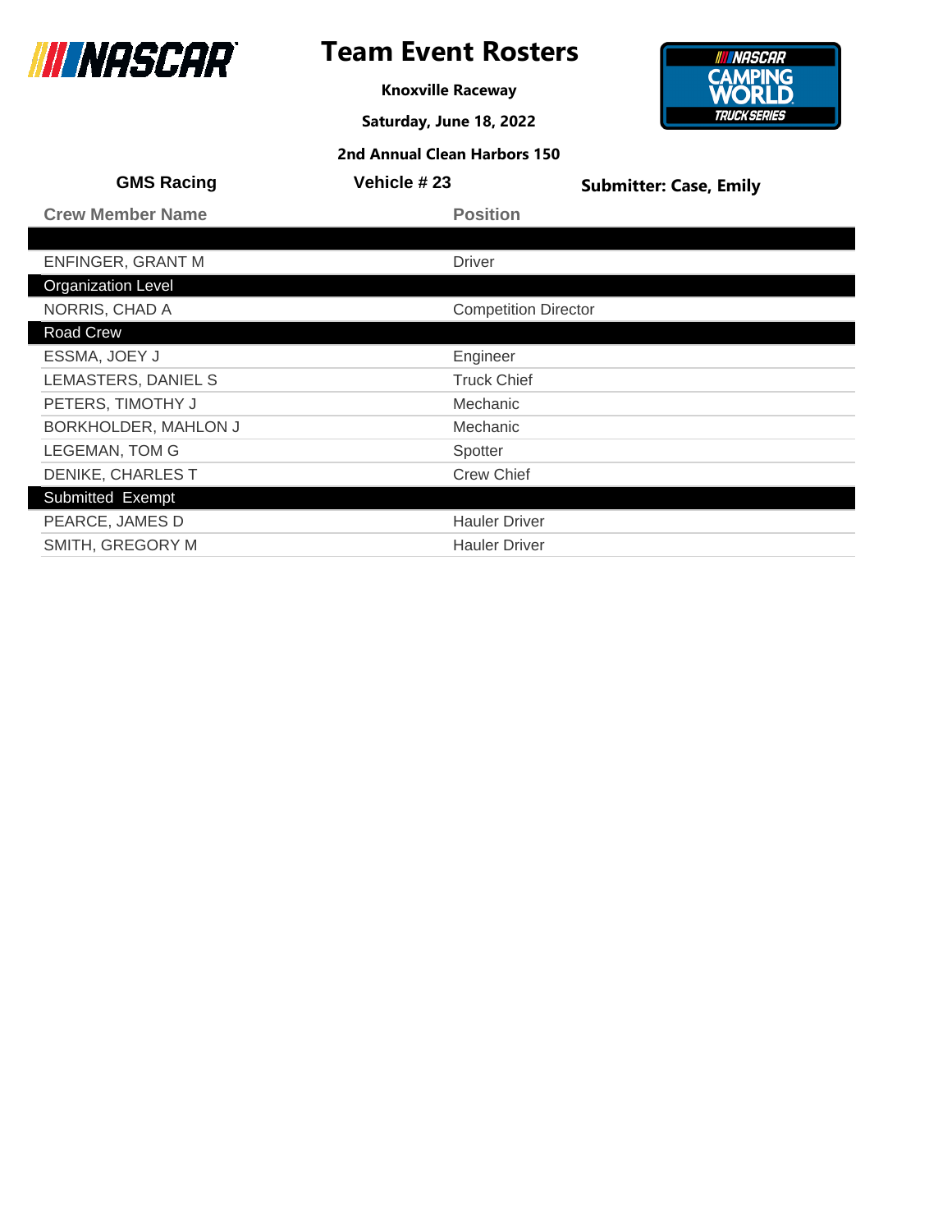# Team Event Rosters

**Knoxville Raceway**

**Saturday, June 18, 2022**

**2nd Annual Clean Harbors 150**

**GMS Racing** | **Vehicle # 23** | **Submitter: Case, Emily**

| Crew Member Name | Position |
|---|---|
| | |
| ENFINGER, GRANT M | Driver |
| **Organization Level** | |
| NORRIS, CHAD A | Competition Director |
| **Road Crew** | |
| ESSMA, JOEY J | Engineer |
| LEMASTERS, DANIEL S | Truck Chief |
| PETERS, TIMOTHY J | Mechanic |
| BORKHOLDER, MAHLON J | Mechanic |
| LEGEMAN, TOM G | Spotter |
| DENIKE, CHARLES T | Crew Chief |
| **Submitted Exempt** | |
| PEARCE, JAMES D | Hauler Driver |
| SMITH, GREGORY M | Hauler Driver |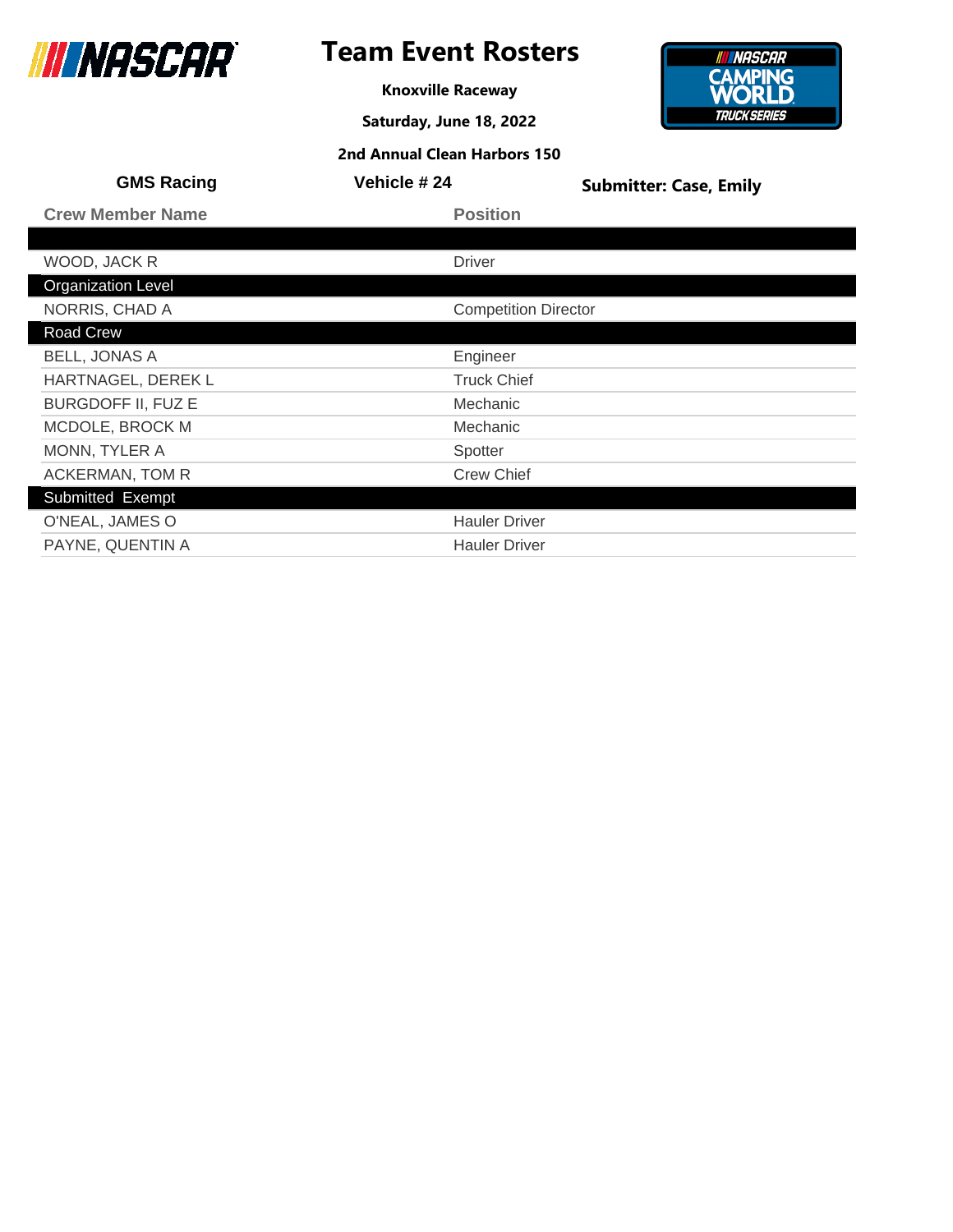# Team Event Rosters

**Knoxville Raceway**

**Saturday, June 18, 2022**

**2nd Annual Clean Harbors 150**

**GMS Racing** | **Vehicle # 24** | **Submitter: Case, Emily**

| Crew Member Name | Position |
|---|---|
| | |
| WOOD, JACK R | Driver |
| **Organization Level** | |
| NORRIS, CHAD A | Competition Director |
| **Road Crew** | |
| BELL, JONAS A | Engineer |
| HARTNAGEL, DEREK L | Truck Chief |
| BURGDOFF II, FUZ E | Mechanic |
| MCDOLE, BROCK M | Mechanic |
| MONN, TYLER A | Spotter |
| ACKERMAN, TOM R | Crew Chief |
| **Submitted Exempt** | |
| O'NEAL, JAMES O | Hauler Driver |
| PAYNE, QUENTIN A | Hauler Driver |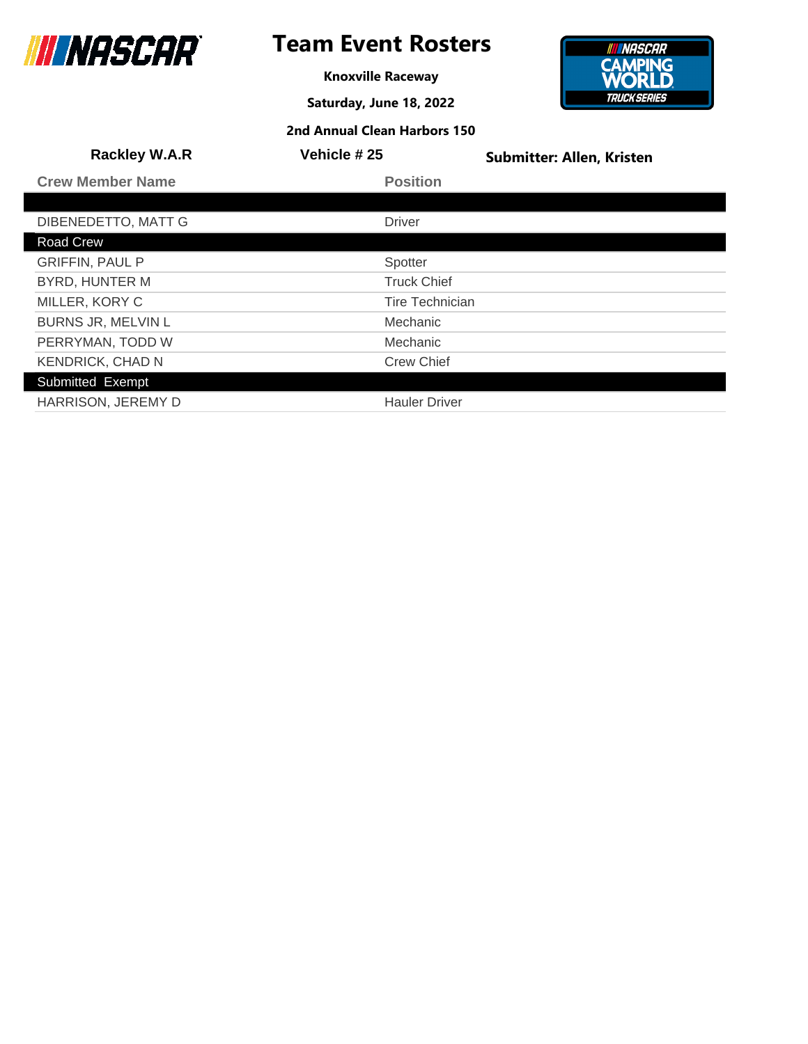# Team Event Rosters

**Knoxville Raceway**

**Saturday, June 18, 2022**

**2nd Annual Clean Harbors 150**

**Rackley W.A.R** | **Vehicle # 25** | **Submitter: Allen, Kristen**

| Crew Member Name | Position |
|---|---|
| | |
| DIBENEDETTO, MATT G | Driver |
| **Road Crew** | |
| GRIFFIN, PAUL P | Spotter |
| BYRD, HUNTER M | Truck Chief |
| MILLER, KORY C | Tire Technician |
| BURNS JR, MELVIN L | Mechanic |
| PERRYMAN, TODD W | Mechanic |
| KENDRICK, CHAD N | Crew Chief |
| **Submitted Exempt** | |
| HARRISON, JEREMY D | Hauler Driver |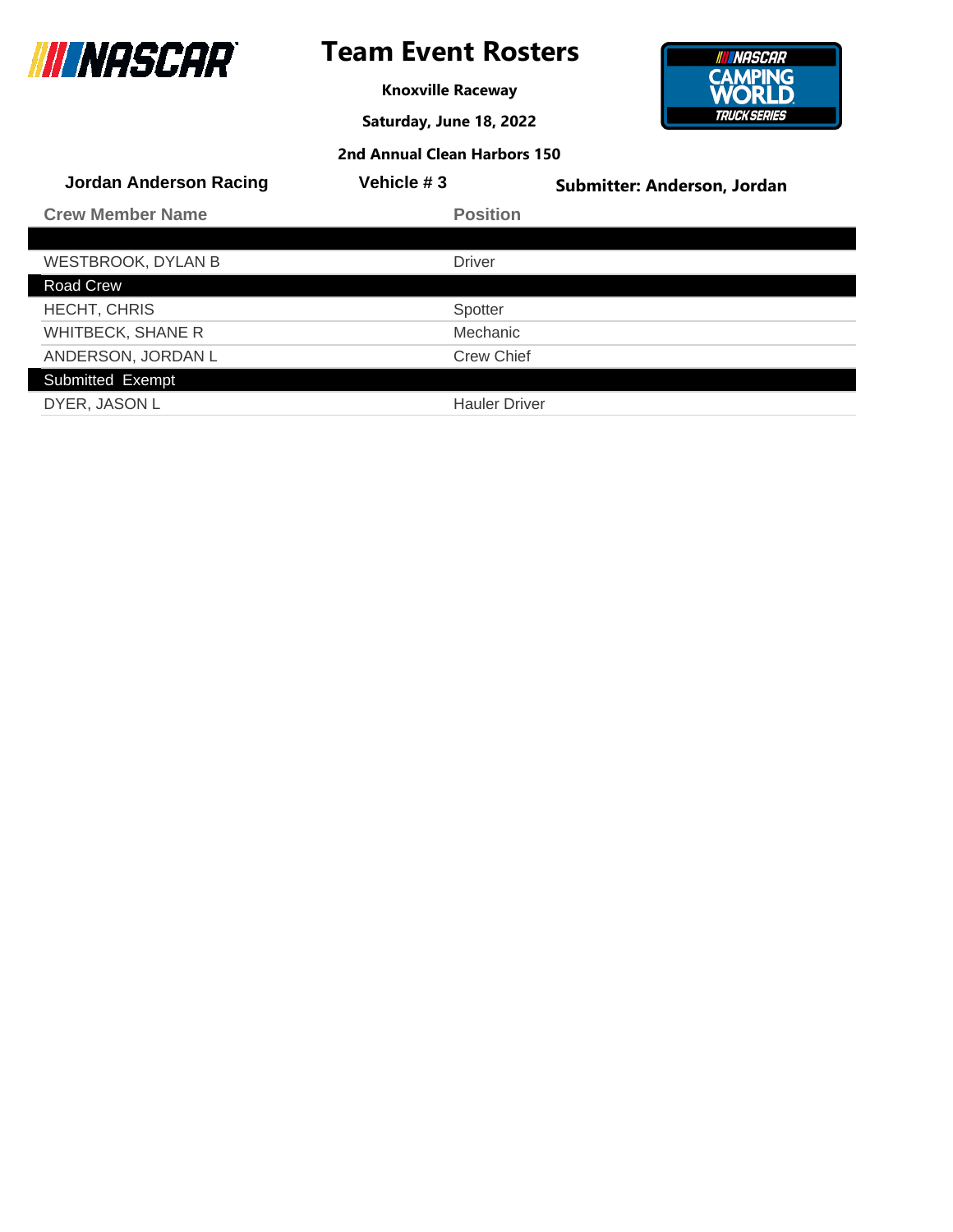# Team Event Rosters

**Knoxville Raceway**

**Saturday, June 18, 2022**

**2nd Annual Clean Harbors 150**

**Jordan Anderson Racing** | **Vehicle # 3** | **Submitter: Anderson, Jordan**

| Crew Member Name | Position |
|---|---|
| | |
| WESTBROOK, DYLAN B | Driver |
| **Road Crew** | |
| HECHT, CHRIS | Spotter |
| WHITBECK, SHANE R | Mechanic |
| ANDERSON, JORDAN L | Crew Chief |
| **Submitted Exempt** | |
| DYER, JASON L | Hauler Driver |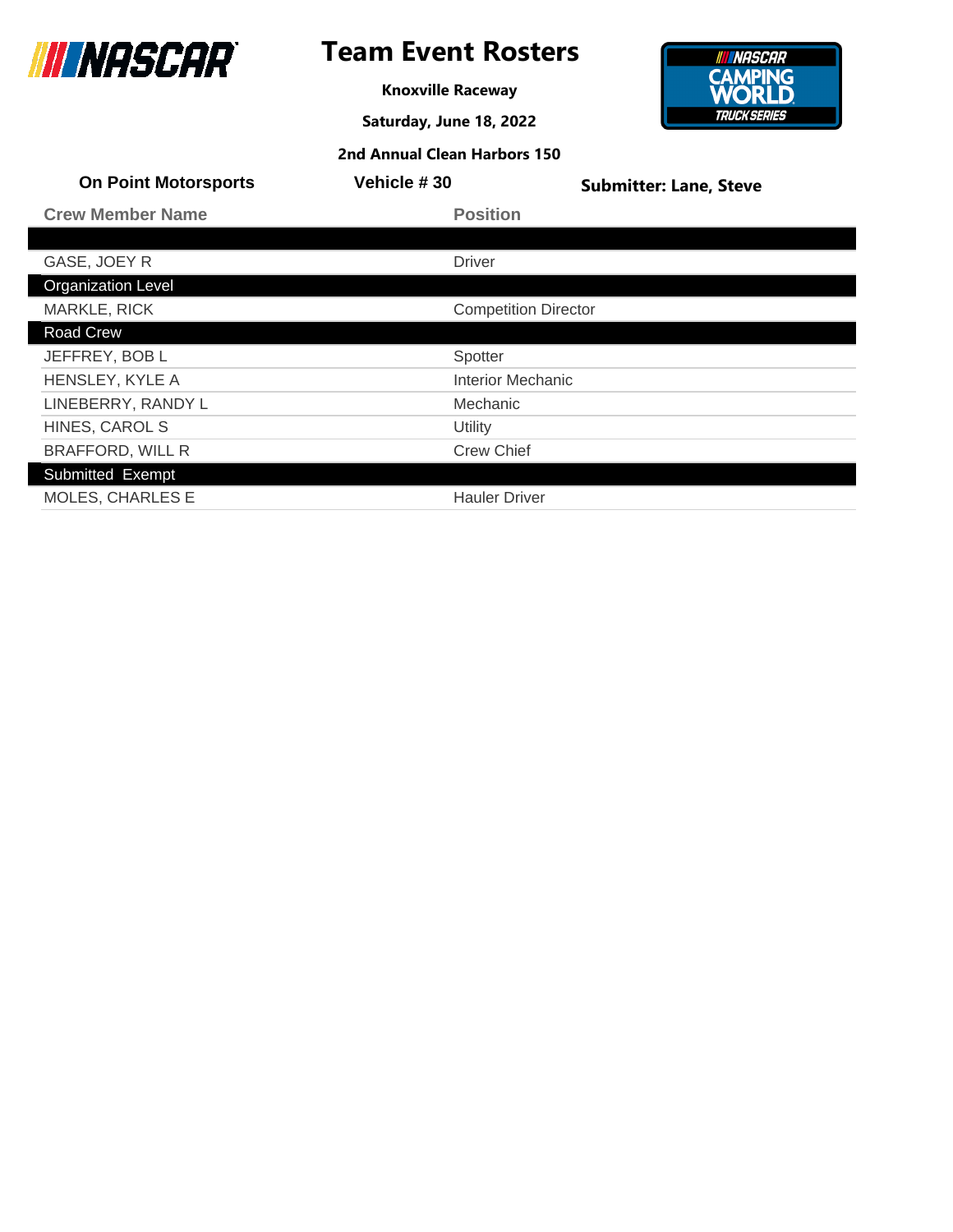# Team Event Rosters

**Knoxville Raceway**

**Saturday, June 18, 2022**

**2nd Annual Clean Harbors 150**

**On Point Motorsports** | **Vehicle # 30** | **Submitter: Lane, Steve**

| Crew Member Name | Position |
|---|---|
| | |
| GASE, JOEY R | Driver |
| **Organization Level** | |
| MARKLE, RICK | Competition Director |
| **Road Crew** | |
| JEFFREY, BOB L | Spotter |
| HENSLEY, KYLE A | Interior Mechanic |
| LINEBERRY, RANDY L | Mechanic |
| HINES, CAROL S | Utility |
| BRAFFORD, WILL R | Crew Chief |
| **Submitted Exempt** | |
| MOLES, CHARLES E | Hauler Driver |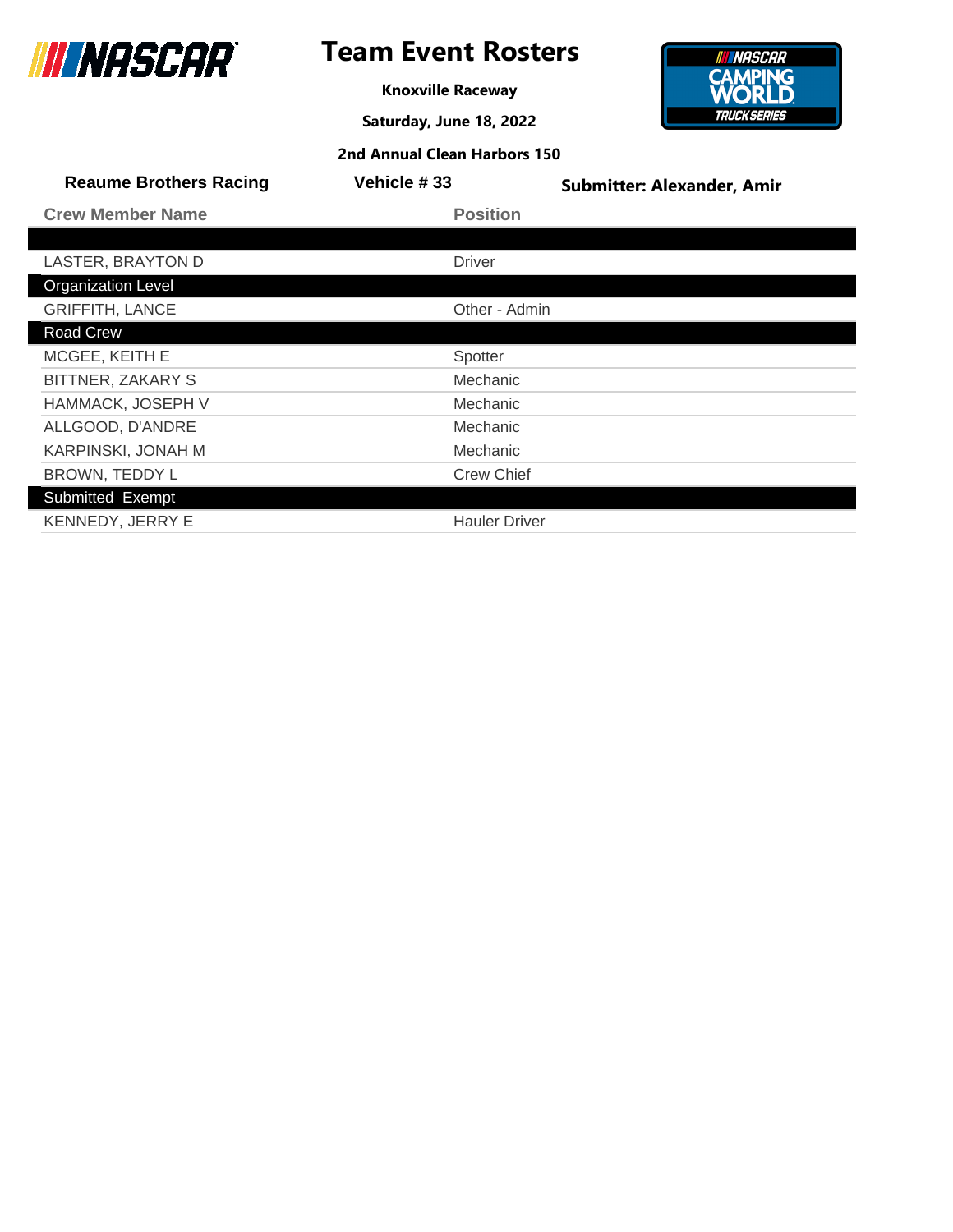# Team Event Rosters

**Knoxville Raceway**

**Saturday, June 18, 2022**

**2nd Annual Clean Harbors 150**

**Reaume Brothers Racing** | **Vehicle # 33** | **Submitter: Alexander, Amir**

| Crew Member Name | Position |
|---|---|
| | |
| LASTER, BRAYTON D | Driver |
| **Organization Level** | |
| GRIFFITH, LANCE | Other - Admin |
| **Road Crew** | |
| MCGEE, KEITH E | Spotter |
| BITTNER, ZAKARY S | Mechanic |
| HAMMACK, JOSEPH V | Mechanic |
| ALLGOOD, D'ANDRE | Mechanic |
| KARPINSKI, JONAH M | Mechanic |
| BROWN, TEDDY L | Crew Chief |
| **Submitted Exempt** | |
| KENNEDY, JERRY E | Hauler Driver |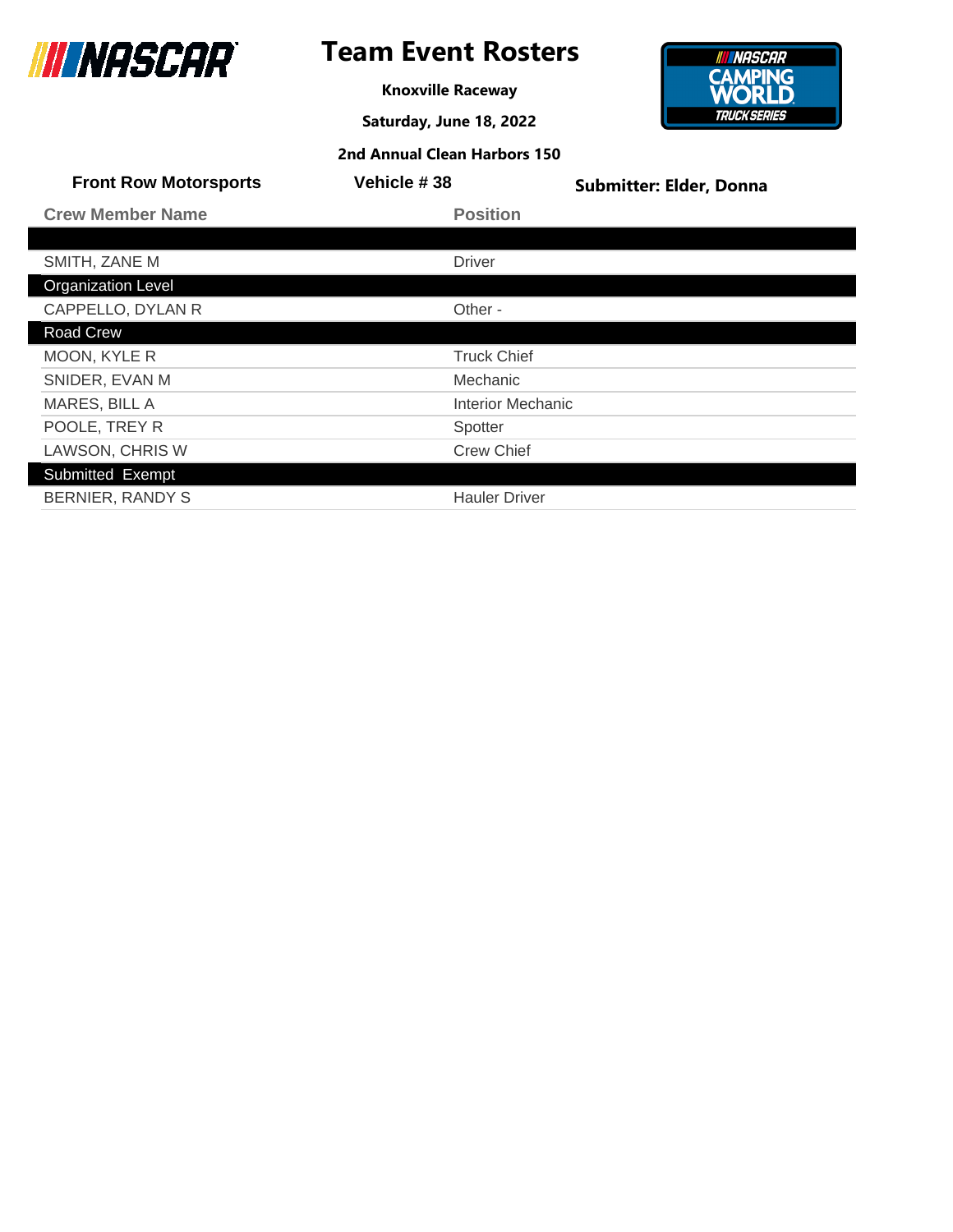# Team Event Rosters

**Knoxville Raceway**

**Saturday, June 18, 2022**

**2nd Annual Clean Harbors 150**

**Front Row Motorsports** | **Vehicle # 38** | **Submitter: Elder, Donna**

| Crew Member Name | Position |
|---|---|
| | |
| SMITH, ZANE M | Driver |
| **Organization Level** | |
| CAPPELLO, DYLAN R | Other - |
| **Road Crew** | |
| MOON, KYLE R | Truck Chief |
| SNIDER, EVAN M | Mechanic |
| MARES, BILL A | Interior Mechanic |
| POOLE, TREY R | Spotter |
| LAWSON, CHRIS W | Crew Chief |
| **Submitted Exempt** | |
| BERNIER, RANDY S | Hauler Driver |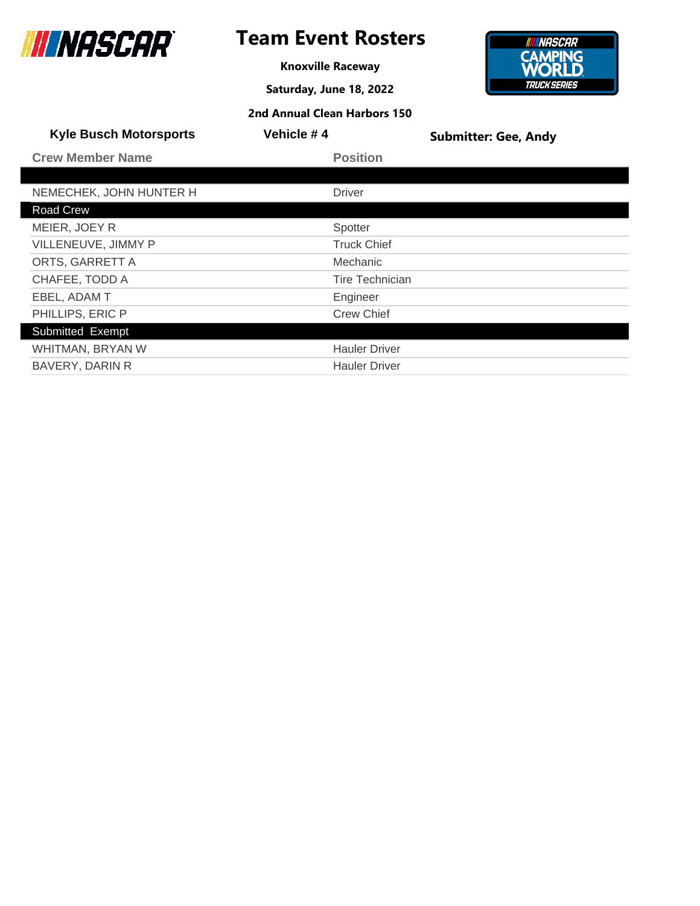# Team Event Rosters

**Knoxville Raceway**

**Saturday, June 18, 2022**

**2nd Annual Clean Harbors 150**

**Kyle Busch Motorsports** | **Vehicle # 4** | **Submitter: Gee, Andy**

| Crew Member Name | Position |
|---|---|
| | |
| NEMECHEK, JOHN HUNTER H | Driver |
| **Road Crew** | |
| MEIER, JOEY R | Spotter |
| VILLENEUVE, JIMMY P | Truck Chief |
| ORTS, GARRETT A | Mechanic |
| CHAFEE, TODD A | Tire Technician |
| EBEL, ADAM T | Engineer |
| PHILLIPS, ERIC P | Crew Chief |
| **Submitted Exempt** | |
| WHITMAN, BRYAN W | Hauler Driver |
| BAVERY, DARIN R | Hauler Driver |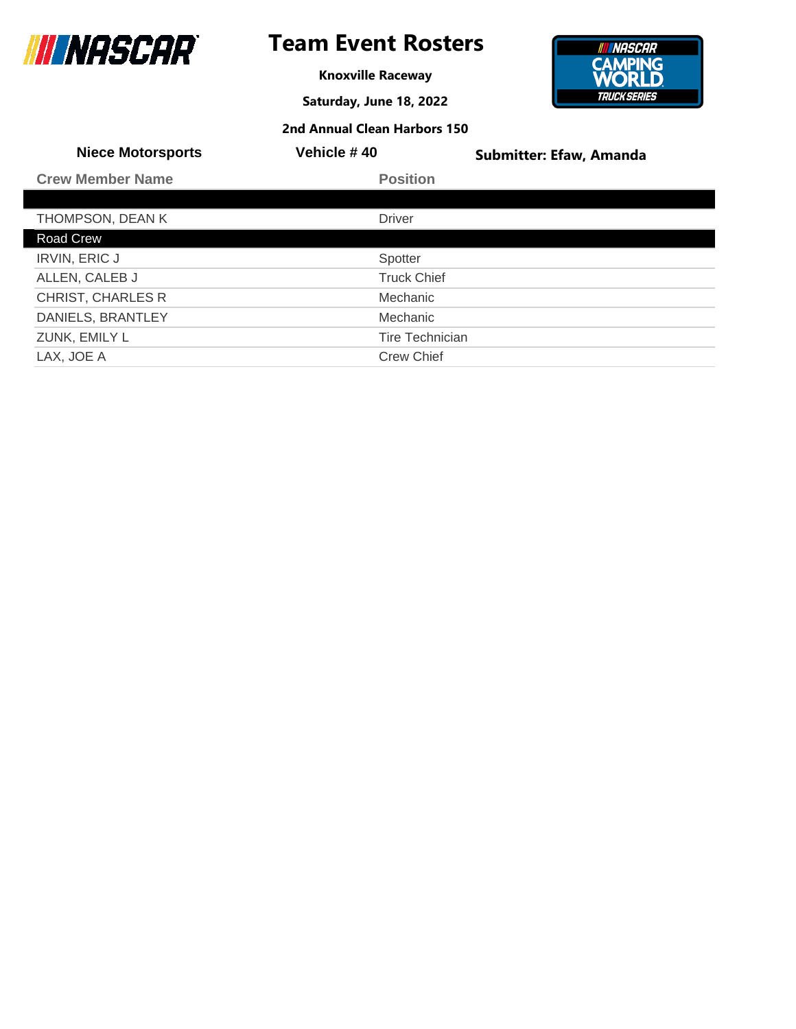# Team Event Rosters

**Knoxville Raceway**

**Saturday, June 18, 2022**

**2nd Annual Clean Harbors 150**

**Niece Motorsports** | **Vehicle # 40** | **Submitter: Efaw, Amanda**

| Crew Member Name | Position |
|---|---|
| | |
| THOMPSON, DEAN K | Driver |
| **Road Crew** | |
| IRVIN, ERIC J | Spotter |
| ALLEN, CALEB J | Truck Chief |
| CHRIST, CHARLES R | Mechanic |
| DANIELS, BRANTLEY | Mechanic |
| ZUNK, EMILY L | Tire Technician |
| LAX, JOE A | Crew Chief |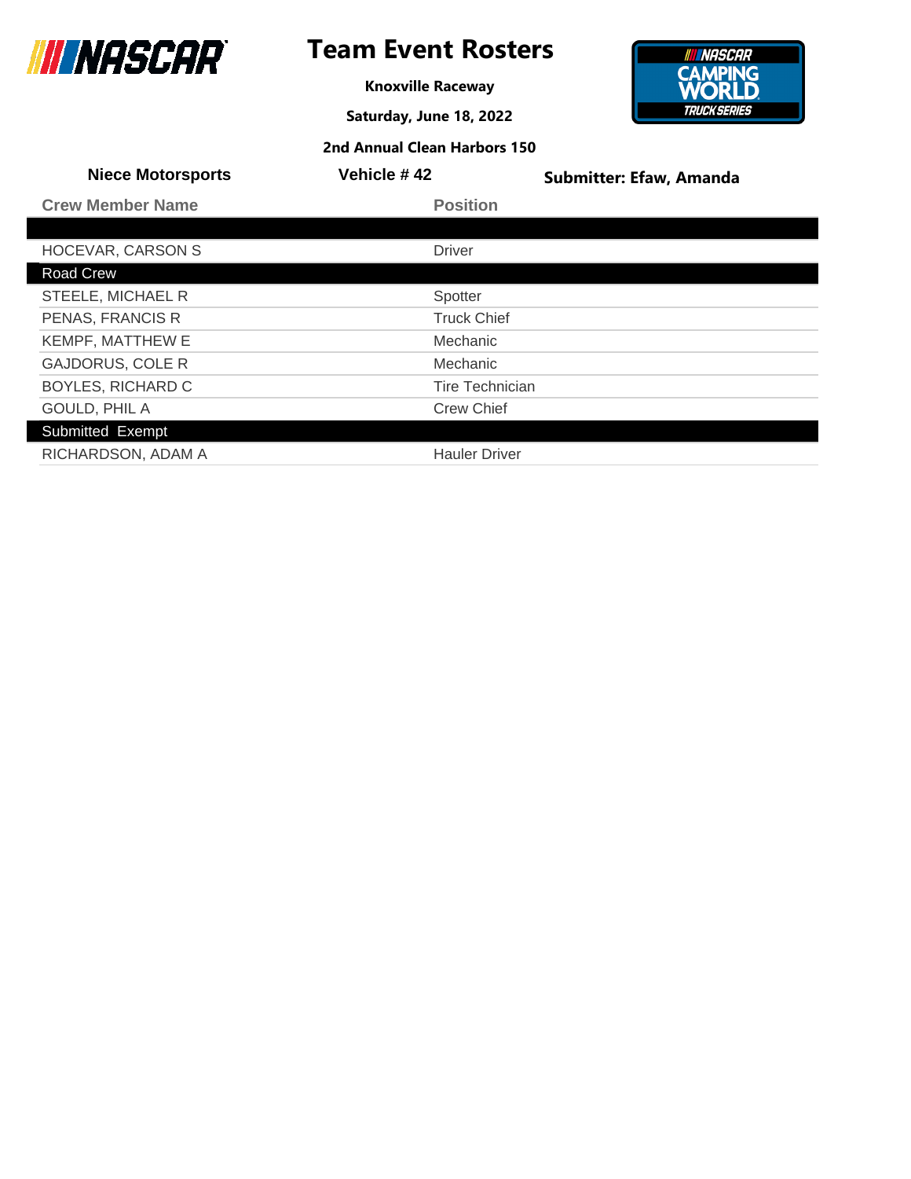# Team Event Rosters

**Knoxville Raceway**

**Saturday, June 18, 2022**

**2nd Annual Clean Harbors 150**

**Niece Motorsports** | **Vehicle # 42** | **Submitter: Efaw, Amanda**

| Crew Member Name | Position |
|---|---|
| | |
| HOCEVAR, CARSON S | Driver |
| **Road Crew** | |
| STEELE, MICHAEL R | Spotter |
| PENAS, FRANCIS R | Truck Chief |
| KEMPF, MATTHEW E | Mechanic |
| GAJDORUS, COLE R | Mechanic |
| BOYLES, RICHARD C | Tire Technician |
| GOULD, PHIL A | Crew Chief |
| **Submitted Exempt** | |
| RICHARDSON, ADAM A | Hauler Driver |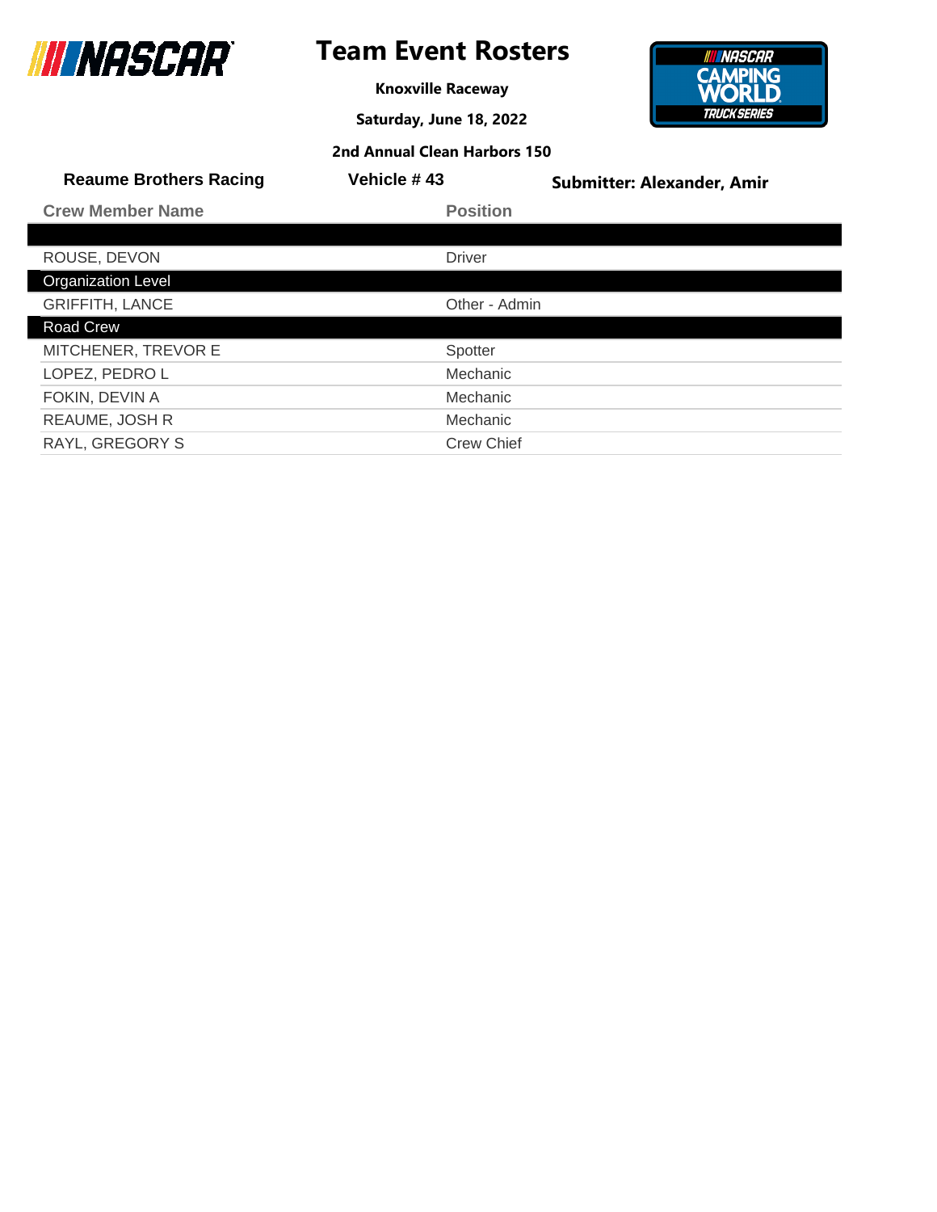# Team Event Rosters

**Knoxville Raceway**

**Saturday, June 18, 2022**

**2nd Annual Clean Harbors 150**

**Reaume Brothers Racing** | **Vehicle # 43** | **Submitter: Alexander, Amir**

| Crew Member Name | Position |
|---|---|
| | |
| ROUSE, DEVON | Driver |
| **Organization Level** | |
| GRIFFITH, LANCE | Other - Admin |
| **Road Crew** | |
| MITCHENER, TREVOR E | Spotter |
| LOPEZ, PEDRO L | Mechanic |
| FOKIN, DEVIN A | Mechanic |
| REAUME, JOSH R | Mechanic |
| RAYL, GREGORY S | Crew Chief |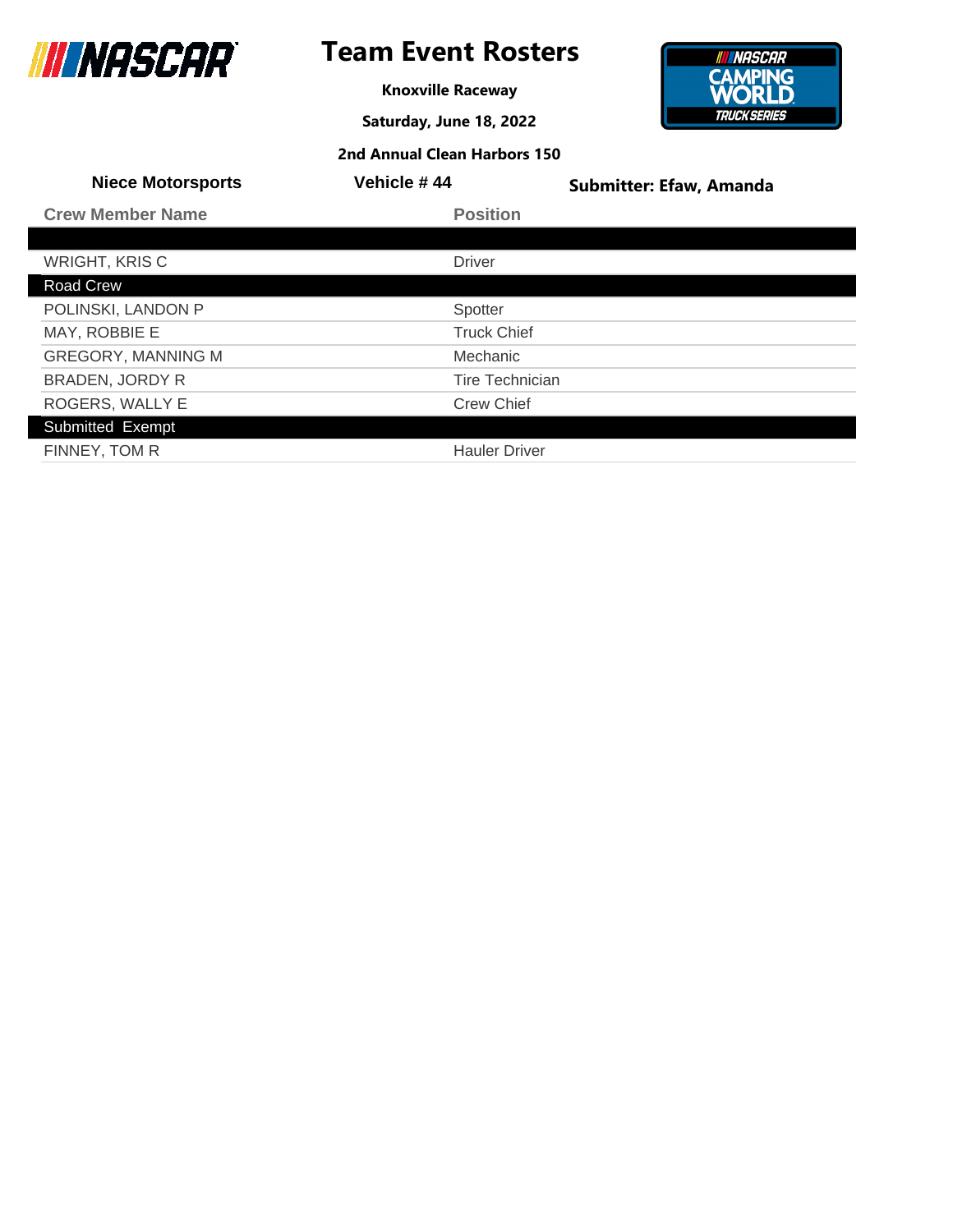# Team Event Rosters

**Knoxville Raceway**

**Saturday, June 18, 2022**

**2nd Annual Clean Harbors 150**

**Niece Motorsports** | **Vehicle # 44** | **Submitter: Efaw, Amanda**

| Crew Member Name | Position |
|---|---|
| WRIGHT, KRIS C | Driver |
| **Road Crew** | |
| POLINSKI, LANDON P | Spotter |
| MAY, ROBBIE E | Truck Chief |
| GREGORY, MANNING M | Mechanic |
| BRADEN, JORDY R | Tire Technician |
| ROGERS, WALLY E | Crew Chief |
| **Submitted Exempt** | |
| FINNEY, TOM R | Hauler Driver |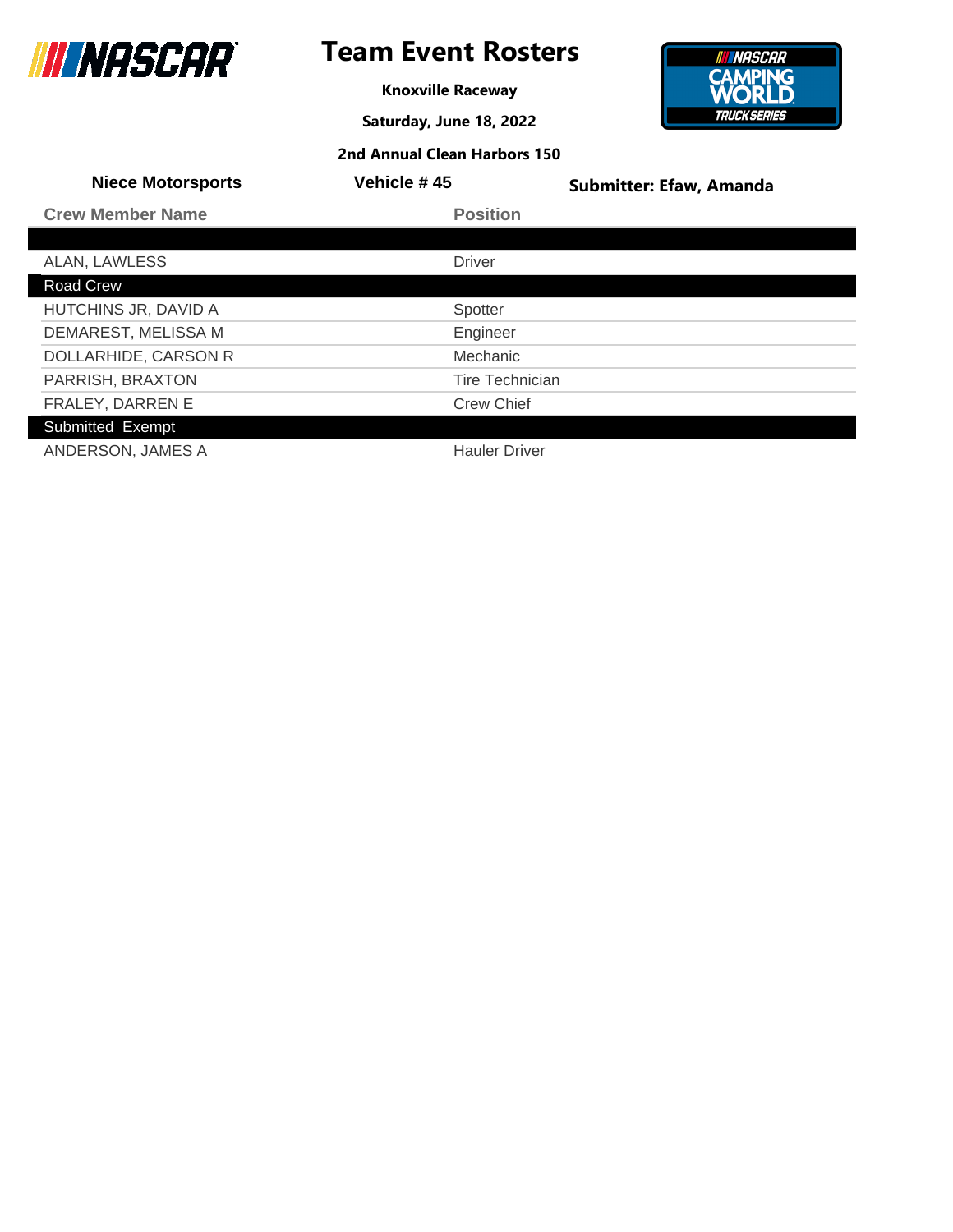# Team Event Rosters

**Knoxville Raceway**

**Saturday, June 18, 2022**

**2nd Annual Clean Harbors 150**

**Niece Motorsports** | **Vehicle # 45** | **Submitter: Efaw, Amanda**

| Crew Member Name | Position |
|---|---|
| | |
| ALAN, LAWLESS | Driver |
| **Road Crew** | |
| HUTCHINS JR, DAVID A | Spotter |
| DEMAREST, MELISSA M | Engineer |
| DOLLARHIDE, CARSON R | Mechanic |
| PARRISH, BRAXTON | Tire Technician |
| FRALEY, DARREN E | Crew Chief |
| **Submitted Exempt** | |
| ANDERSON, JAMES A | Hauler Driver |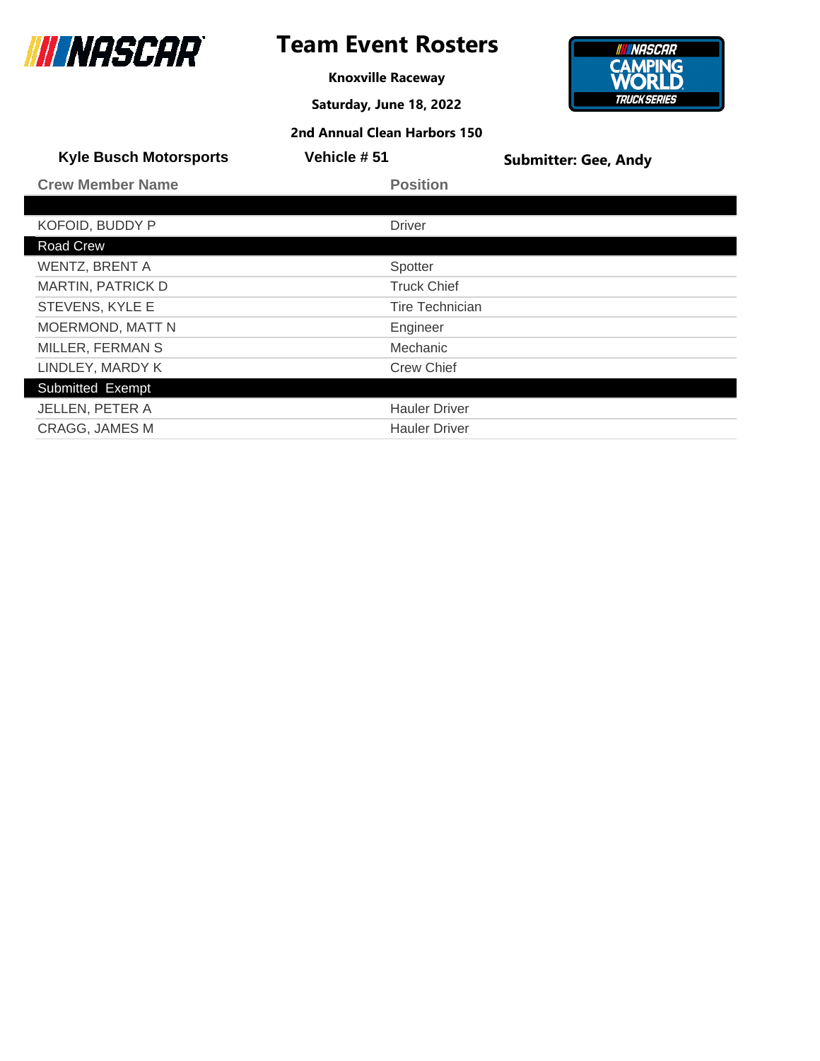# Team Event Rosters

**Knoxville Raceway**

**Saturday, June 18, 2022**

**2nd Annual Clean Harbors 150**

**Kyle Busch Motorsports** | **Vehicle # 51** | **Submitter: Gee, Andy**

| Crew Member Name | Position |
|---|---|
| | |
| KOFOID, BUDDY P | Driver |
| **Road Crew** | |
| WENTZ, BRENT A | Spotter |
| MARTIN, PATRICK D | Truck Chief |
| STEVENS, KYLE E | Tire Technician |
| MOERMOND, MATT N | Engineer |
| MILLER, FERMAN S | Mechanic |
| LINDLEY, MARDY K | Crew Chief |
| **Submitted Exempt** | |
| JELLEN, PETER A | Hauler Driver |
| CRAGG, JAMES M | Hauler Driver |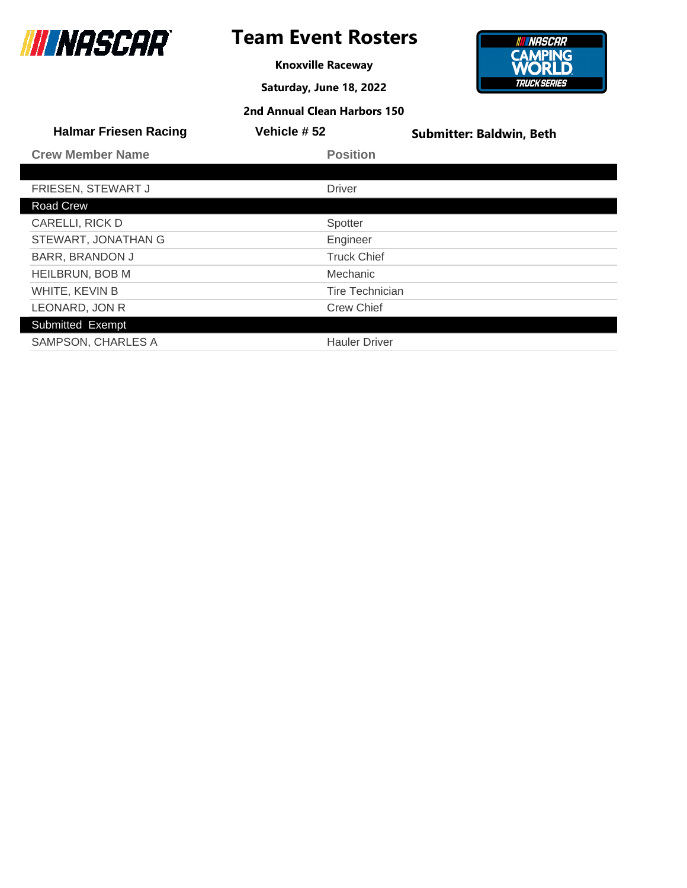# Team Event Rosters

**Knoxville Raceway**

**Saturday, June 18, 2022**

**2nd Annual Clean Harbors 150**

**Halmar Friesen Racing** | **Vehicle # 52** | **Submitter: Baldwin, Beth**

| Crew Member Name | Position |
|---|---|
| | |
| FRIESEN, STEWART J | Driver |
| **Road Crew** | |
| CARELLI, RICK D | Spotter |
| STEWART, JONATHAN G | Engineer |
| BARR, BRANDON J | Truck Chief |
| HEILBRUN, BOB M | Mechanic |
| WHITE, KEVIN B | Tire Technician |
| LEONARD, JON R | Crew Chief |
| **Submitted Exempt** | |
| SAMPSON, CHARLES A | Hauler Driver |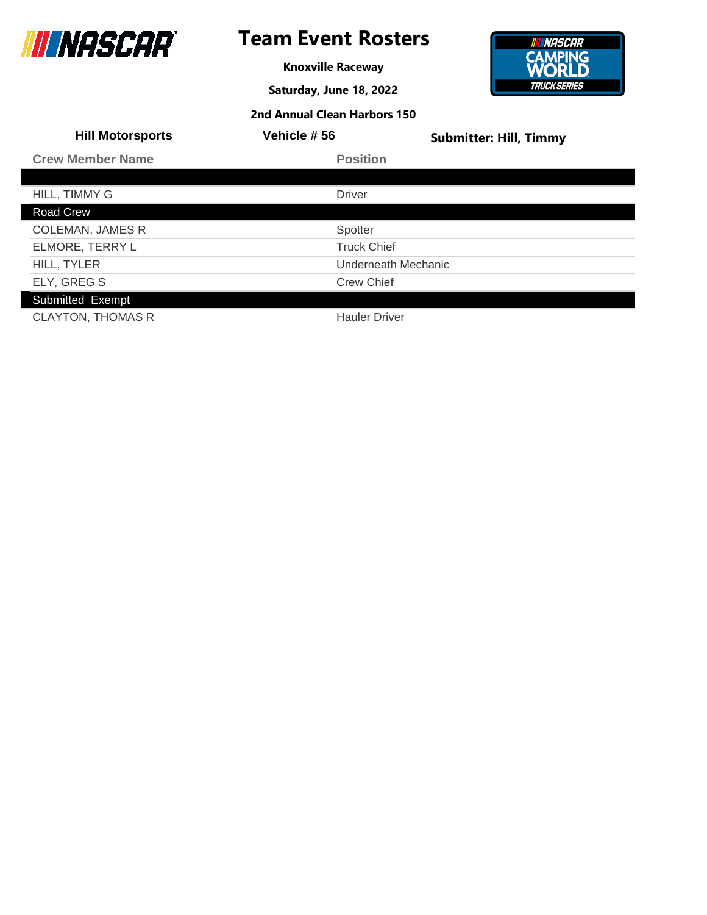# Team Event Rosters

**Knoxville Raceway**

**Saturday, June 18, 2022**

**2nd Annual Clean Harbors 150**

**Hill Motorsports** | **Vehicle # 56** | **Submitter: Hill, Timmy**

| Crew Member Name | Position |
|---|---|
| | |
| HILL, TIMMY G | Driver |
| **Road Crew** | |
| COLEMAN, JAMES R | Spotter |
| ELMORE, TERRY L | Truck Chief |
| HILL, TYLER | Underneath Mechanic |
| ELY, GREG S | Crew Chief |
| **Submitted Exempt** | |
| CLAYTON, THOMAS R | Hauler Driver |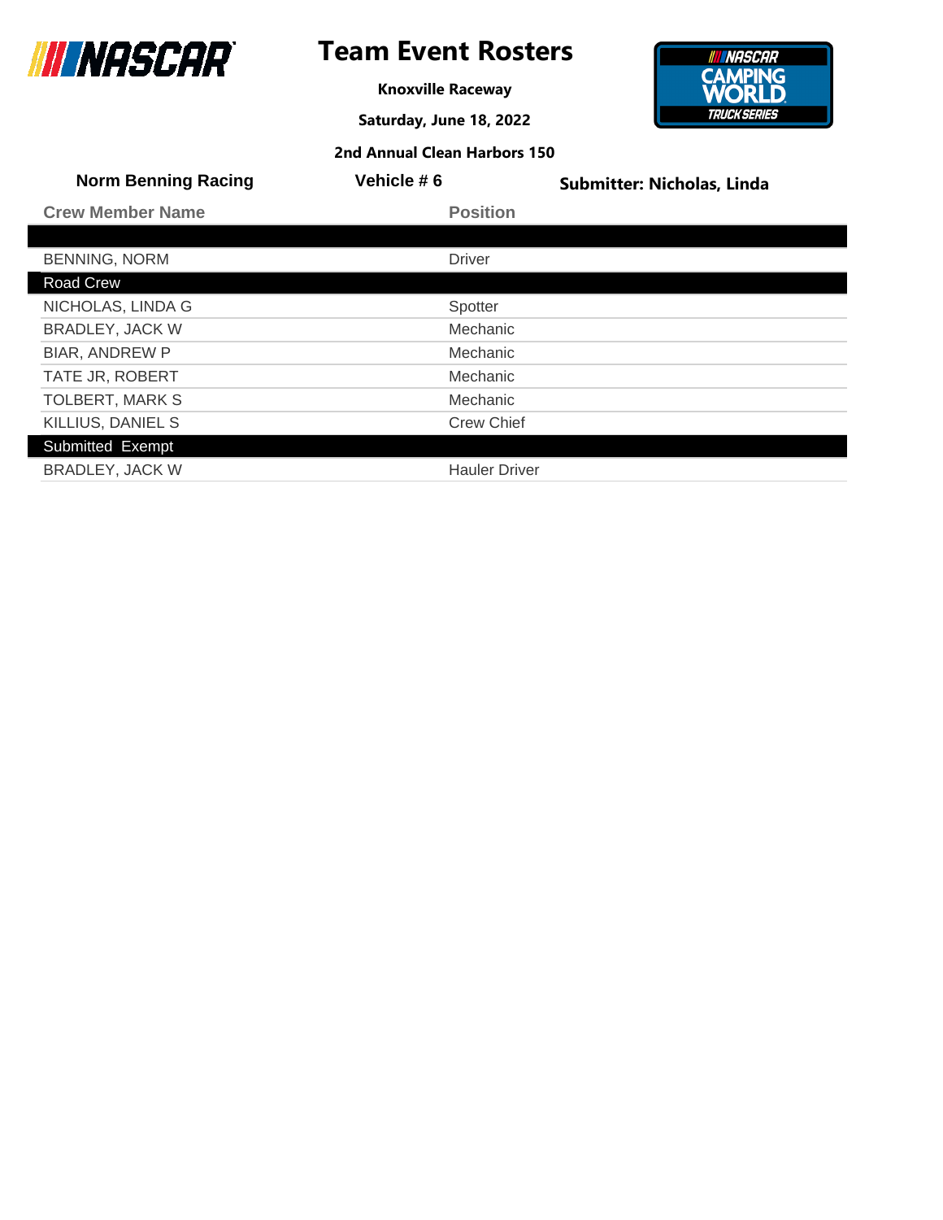# Team Event Rosters

**Knoxville Raceway**

**Saturday, June 18, 2022**

**2nd Annual Clean Harbors 150**

**Norm Benning Racing** | **Vehicle # 6** | **Submitter: Nicholas, Linda**

| Crew Member Name | Position |
|---|---|
| | |
| BENNING, NORM | Driver |
| **Road Crew** | |
| NICHOLAS, LINDA G | Spotter |
| BRADLEY, JACK W | Mechanic |
| BIAR, ANDREW P | Mechanic |
| TATE JR, ROBERT | Mechanic |
| TOLBERT, MARK S | Mechanic |
| KILLIUS, DANIEL S | Crew Chief |
| **Submitted Exempt** | |
| BRADLEY, JACK W | Hauler Driver |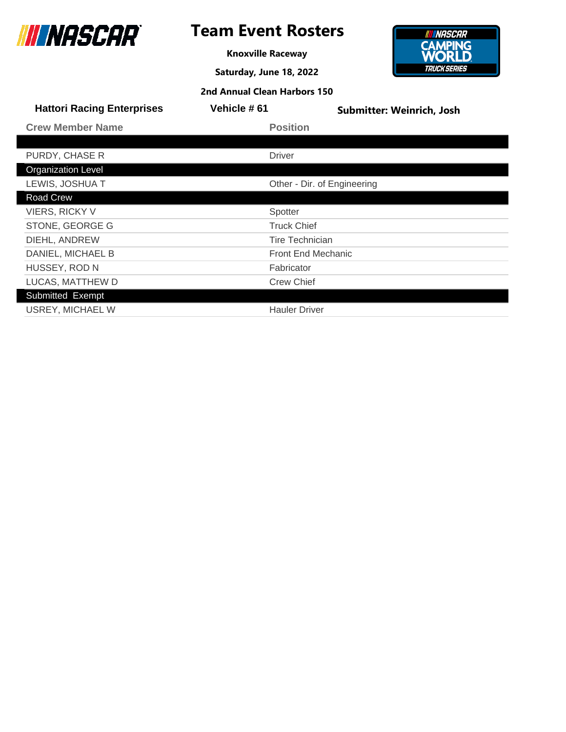# Team Event Rosters

**Knoxville Raceway**

**Saturday, June 18, 2022**

**2nd Annual Clean Harbors 150**

**Hattori Racing Enterprises** | **Vehicle # 61** | **Submitter: Weinrich, Josh**

| Crew Member Name | Position |
|---|---|
| | |
| PURDY, CHASE R | Driver |
| **Organization Level** | |
| LEWIS, JOSHUA T | Other - Dir. of Engineering |
| **Road Crew** | |
| VIERS, RICKY V | Spotter |
| STONE, GEORGE G | Truck Chief |
| DIEHL, ANDREW | Tire Technician |
| DANIEL, MICHAEL B | Front End Mechanic |
| HUSSEY, ROD N | Fabricator |
| LUCAS, MATTHEW D | Crew Chief |
| **Submitted Exempt** | |
| USREY, MICHAEL W | Hauler Driver |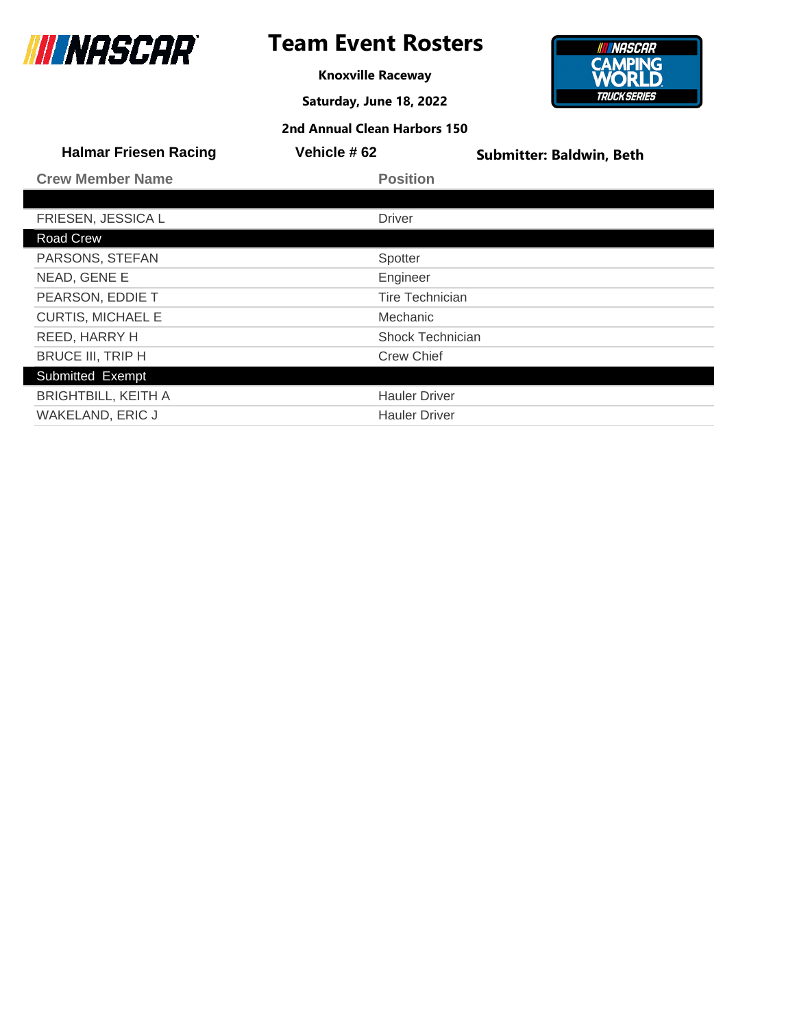# Team Event Rosters

**Knoxville Raceway**

**Saturday, June 18, 2022**

**2nd Annual Clean Harbors 150**

**Halmar Friesen Racing** | **Vehicle # 62** | **Submitter: Baldwin, Beth**

| Crew Member Name | Position |
|---|---|
| | |
| FRIESEN, JESSICA L | Driver |
| **Road Crew** | |
| PARSONS, STEFAN | Spotter |
| NEAD, GENE E | Engineer |
| PEARSON, EDDIE T | Tire Technician |
| CURTIS, MICHAEL E | Mechanic |
| REED, HARRY H | Shock Technician |
| BRUCE III, TRIP H | Crew Chief |
| **Submitted Exempt** | |
| BRIGHTBILL, KEITH A | Hauler Driver |
| WAKELAND, ERIC J | Hauler Driver |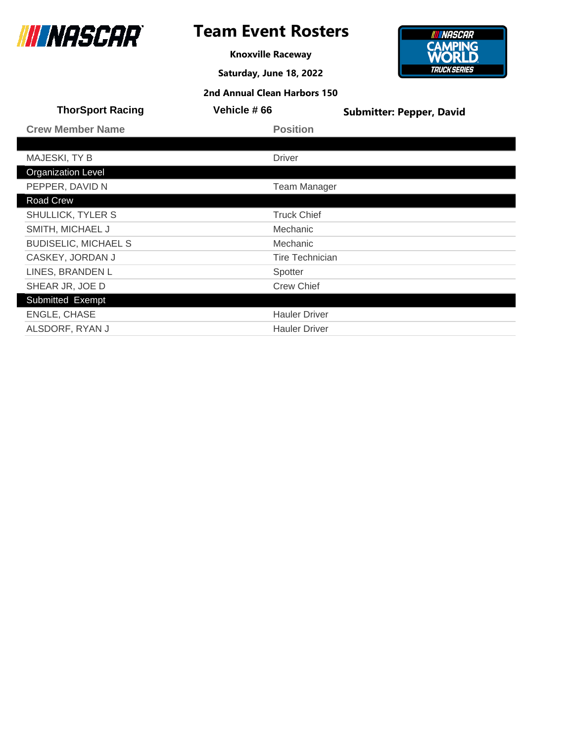# Team Event Rosters

**Knoxville Raceway**

**Saturday, June 18, 2022**

**2nd Annual Clean Harbors 150**

**ThorSport Racing** | **Vehicle # 66** | **Submitter: Pepper, David**

| Crew Member Name | Position |
|---|---|
| | |
| MAJESKI, TY B | Driver |
| **Organization Level** | |
| PEPPER, DAVID N | Team Manager |
| **Road Crew** | |
| SHULLICK, TYLER S | Truck Chief |
| SMITH, MICHAEL J | Mechanic |
| BUDISELIC, MICHAEL S | Mechanic |
| CASKEY, JORDAN J | Tire Technician |
| LINES, BRANDEN L | Spotter |
| SHEAR JR, JOE D | Crew Chief |
| **Submitted Exempt** | |
| ENGLE, CHASE | Hauler Driver |
| ALSDORF, RYAN J | Hauler Driver |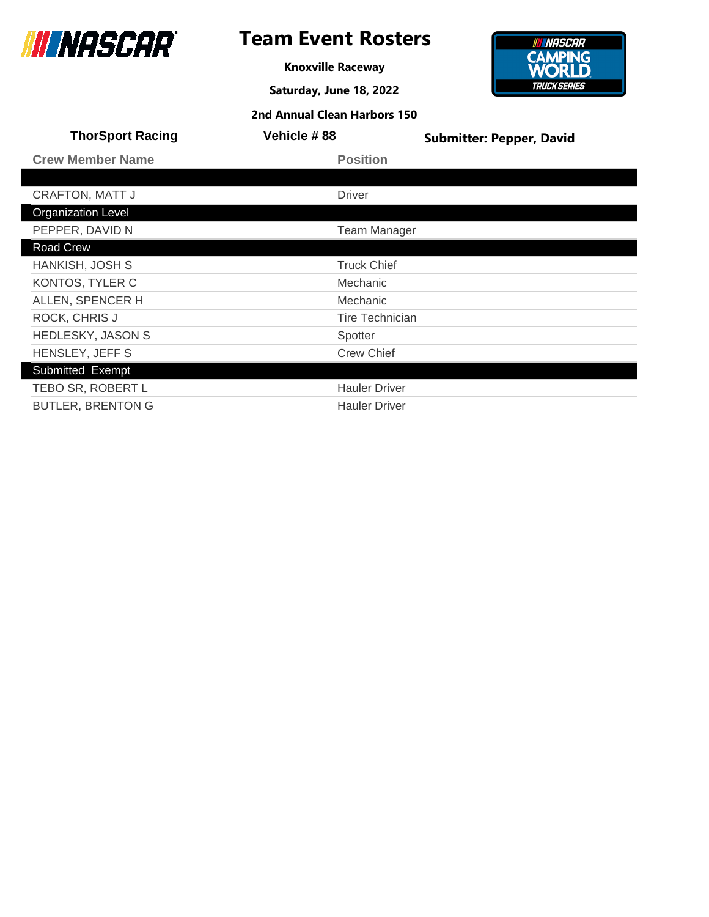# Team Event Rosters

**Knoxville Raceway**

**Saturday, June 18, 2022**

**2nd Annual Clean Harbors 150**

**ThorSport Racing** | **Vehicle # 88** | **Submitter: Pepper, David**

| Crew Member Name | Position |
|---|---|
| | |
| CRAFTON, MATT J | Driver |
| **Organization Level** | |
| PEPPER, DAVID N | Team Manager |
| **Road Crew** | |
| HANKISH, JOSH S | Truck Chief |
| KONTOS, TYLER C | Mechanic |
| ALLEN, SPENCER H | Mechanic |
| ROCK, CHRIS J | Tire Technician |
| HEDLESKY, JASON S | Spotter |
| HENSLEY, JEFF S | Crew Chief |
| **Submitted Exempt** | |
| TEBO SR, ROBERT L | Hauler Driver |
| BUTLER, BRENTON G | Hauler Driver |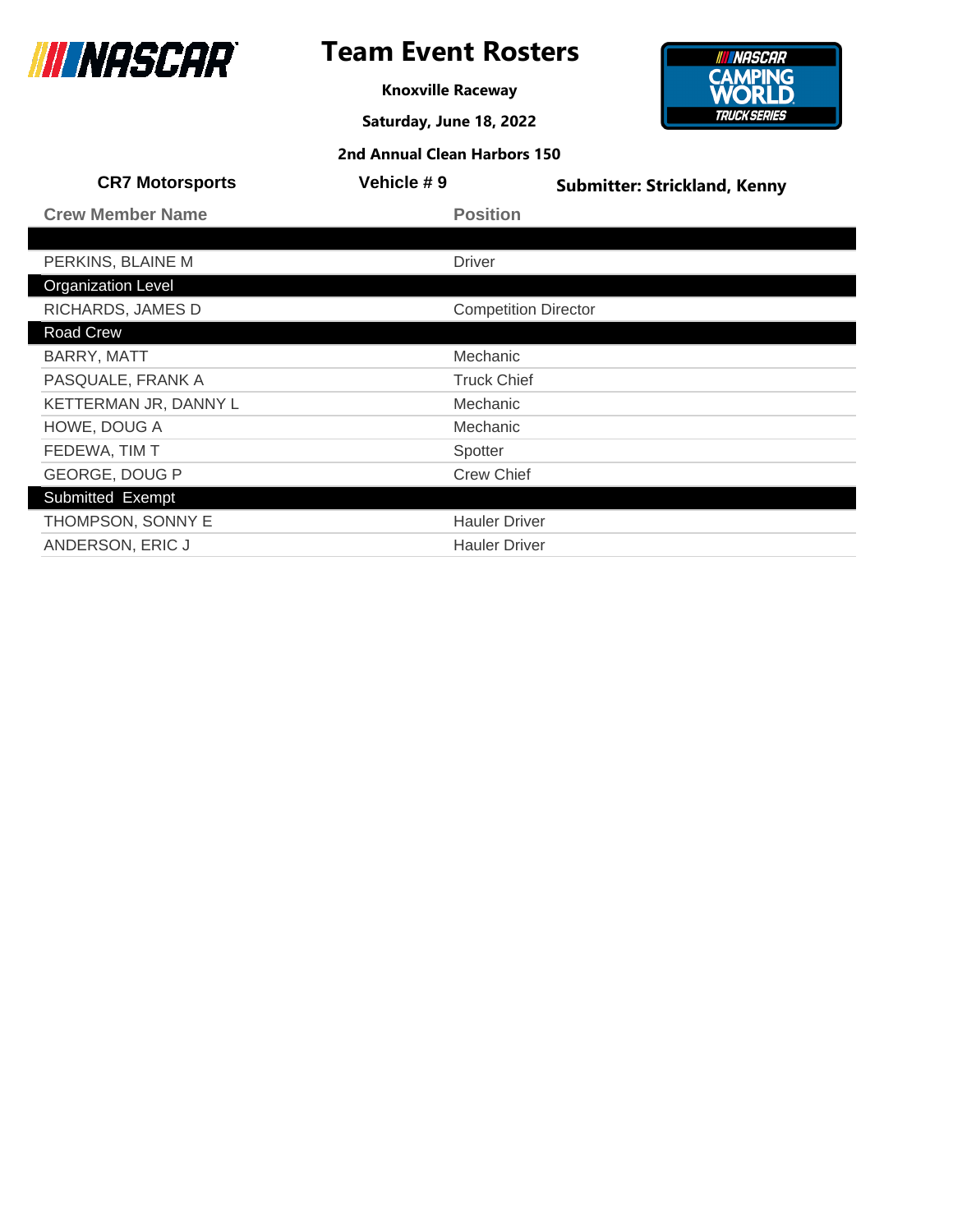# Team Event Rosters

**Knoxville Raceway**

**Saturday, June 18, 2022**

**2nd Annual Clean Harbors 150**

**CR7 Motorsports** | **Vehicle # 9** | **Submitter: Strickland, Kenny**

| Crew Member Name | Position |
|---|---|
| | |
| PERKINS, BLAINE M | Driver |
| **Organization Level** | |
| RICHARDS, JAMES D | Competition Director |
| **Road Crew** | |
| BARRY, MATT | Mechanic |
| PASQUALE, FRANK A | Truck Chief |
| KETTERMAN JR, DANNY L | Mechanic |
| HOWE, DOUG A | Mechanic |
| FEDEWA, TIM T | Spotter |
| GEORGE, DOUG P | Crew Chief |
| **Submitted Exempt** | |
| THOMPSON, SONNY E | Hauler Driver |
| ANDERSON, ERIC J | Hauler Driver |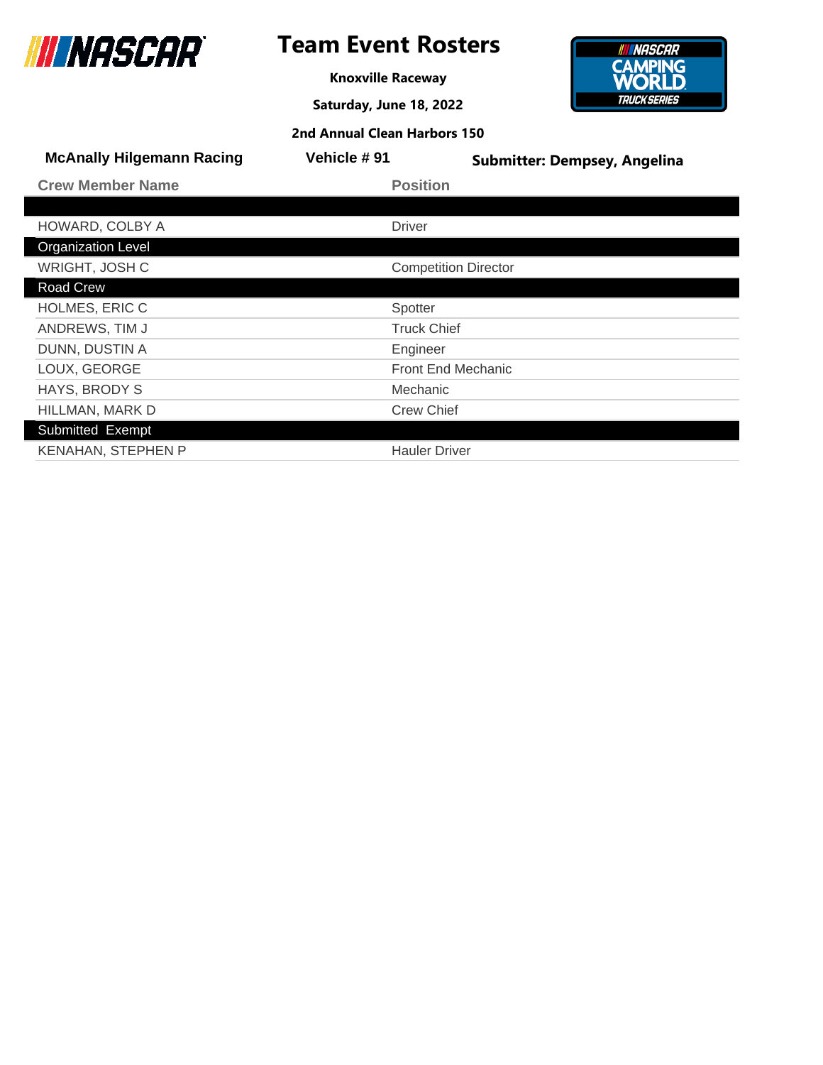# Team Event Rosters

**Knoxville Raceway**

**Saturday, June 18, 2022**

**2nd Annual Clean Harbors 150**

**McAnally Hilgemann Racing** | **Vehicle # 91** | **Submitter: Dempsey, Angelina**

| Crew Member Name | Position |
| --- | --- |
| | |
| HOWARD, COLBY A | Driver |
| **Organization Level** | |
| WRIGHT, JOSH C | Competition Director |
| **Road Crew** | |
| HOLMES, ERIC C | Spotter |
| ANDREWS, TIM J | Truck Chief |
| DUNN, DUSTIN A | Engineer |
| LOUX, GEORGE | Front End Mechanic |
| HAYS, BRODY S | Mechanic |
| HILLMAN, MARK D | Crew Chief |
| **Submitted Exempt** | |
| KENAHAN, STEPHEN P | Hauler Driver |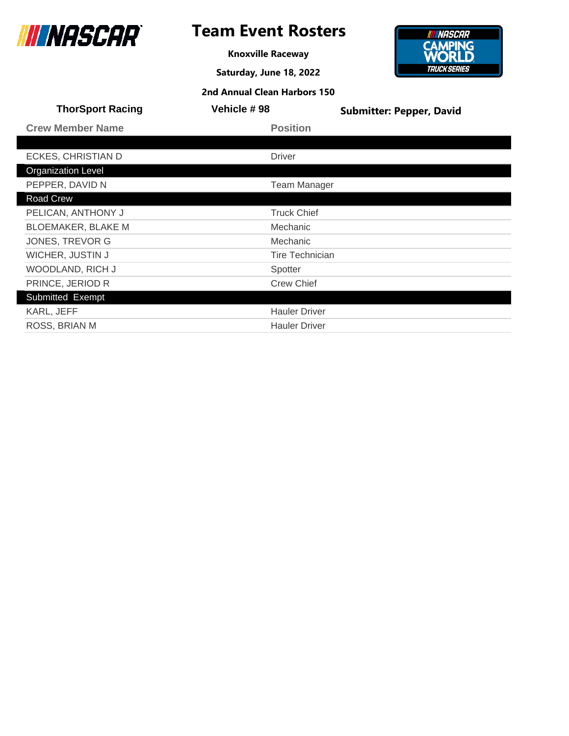# Team Event Rosters

**Knoxville Raceway**

**Saturday, June 18, 2022**

**2nd Annual Clean Harbors 150**

**ThorSport Racing** | **Vehicle # 98** | **Submitter: Pepper, David**

| Crew Member Name | Position |
|---|---|
| | |
| ECKES, CHRISTIAN D | Driver |
| **Organization Level** | |
| PEPPER, DAVID N | Team Manager |
| **Road Crew** | |
| PELICAN, ANTHONY J | Truck Chief |
| BLOEMAKER, BLAKE M | Mechanic |
| JONES, TREVOR G | Mechanic |
| WICHER, JUSTIN J | Tire Technician |
| WOODLAND, RICH J | Spotter |
| PRINCE, JERIOD R | Crew Chief |
| **Submitted Exempt** | |
| KARL, JEFF | Hauler Driver |
| ROSS, BRIAN M | Hauler Driver |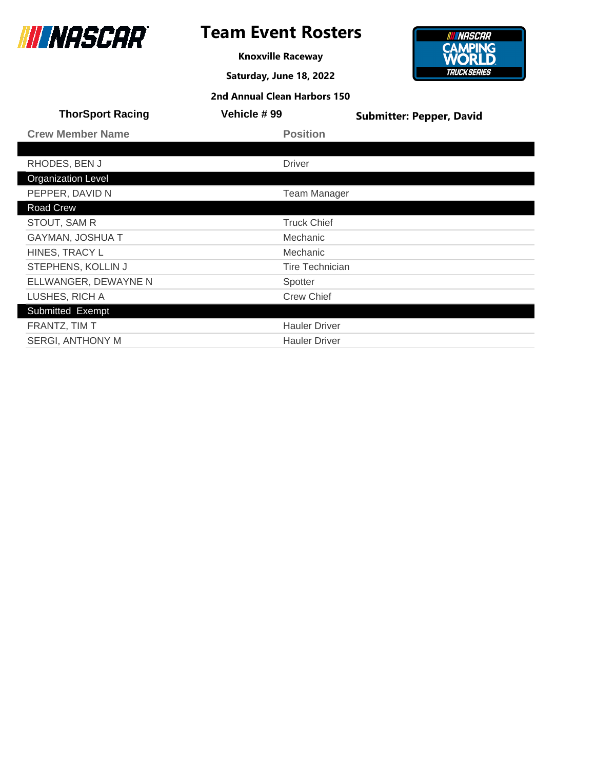# Team Event Rosters

**Knoxville Raceway**

**Saturday, June 18, 2022**

**2nd Annual Clean Harbors 150**

**ThorSport Racing** | **Vehicle # 99** | **Submitter: Pepper, David**

| Crew Member Name | Position |
| --- | --- |
| | |
| RHODES, BEN J | Driver |
| Organization Level | |
| PEPPER, DAVID N | Team Manager |
| Road Crew | |
| STOUT, SAM R | Truck Chief |
| GAYMAN, JOSHUA T | Mechanic |
| HINES, TRACY L | Mechanic |
| STEPHENS, KOLLIN J | Tire Technician |
| ELLWANGER, DEWAYNE N | Spotter |
| LUSHES, RICH A | Crew Chief |
| Submitted Exempt | |
| FRANTZ, TIM T | Hauler Driver |
| SERGI, ANTHONY M | Hauler Driver |